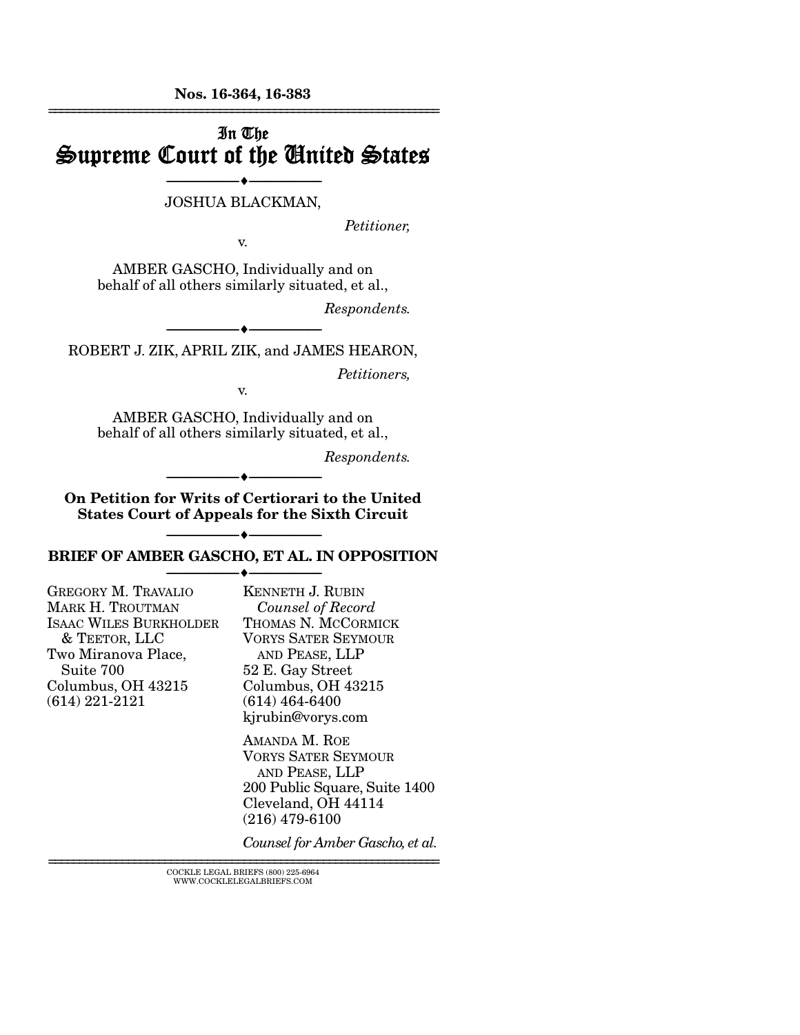**Nos. 16-364, 16-383**

---

# In The Supreme Court of the United States

---

JOSHUA BLACKMAN,

*Petitioner,*

v.

AMBER GASCHO, Individually and on behalf of all others similarly situated, et al.,

*Respondents.*

---

ROBERT J. ZIK, APRIL ZIK, and JAMES HEARON,

*Petitioners,*

v.

AMBER GASCHO, Individually and on behalf of all others similarly situated, et al.,

*Respondents.*

---

**On Petition for Writs of Certiorari to the United States Court of Appeals for the Sixth Circuit**

---

**BRIEF OF AMBER GASCHO, ET AL. IN OPPOSITION**

---

GREGORY M. TRAVALIO
MARK H. TROUTMAN
ISAAC WILES BURKHOLDER & TEETOR, LLC
Two Miranova Place, Suite 700
Columbus, OH 43215
(614) 221-2121

KENNETH J. RUBIN
*Counsel of Record*
THOMAS N. MCCORMICK
VORYS SATER SEYMOUR AND PEASE, LLP
52 E. Gay Street
Columbus, OH 43215
(614) 464-6400
kjrubin@vorys.com

AMANDA M. ROE
VORYS SATER SEYMOUR AND PEASE, LLP
200 Public Square, Suite 1400
Cleveland, OH 44114
(216) 479-6100

*Counsel for Amber Gascho, et al.*

---

COCKLE LEGAL BRIEFS (800) 225-6964
WWW.COCKLELEGALBRIEFS.COM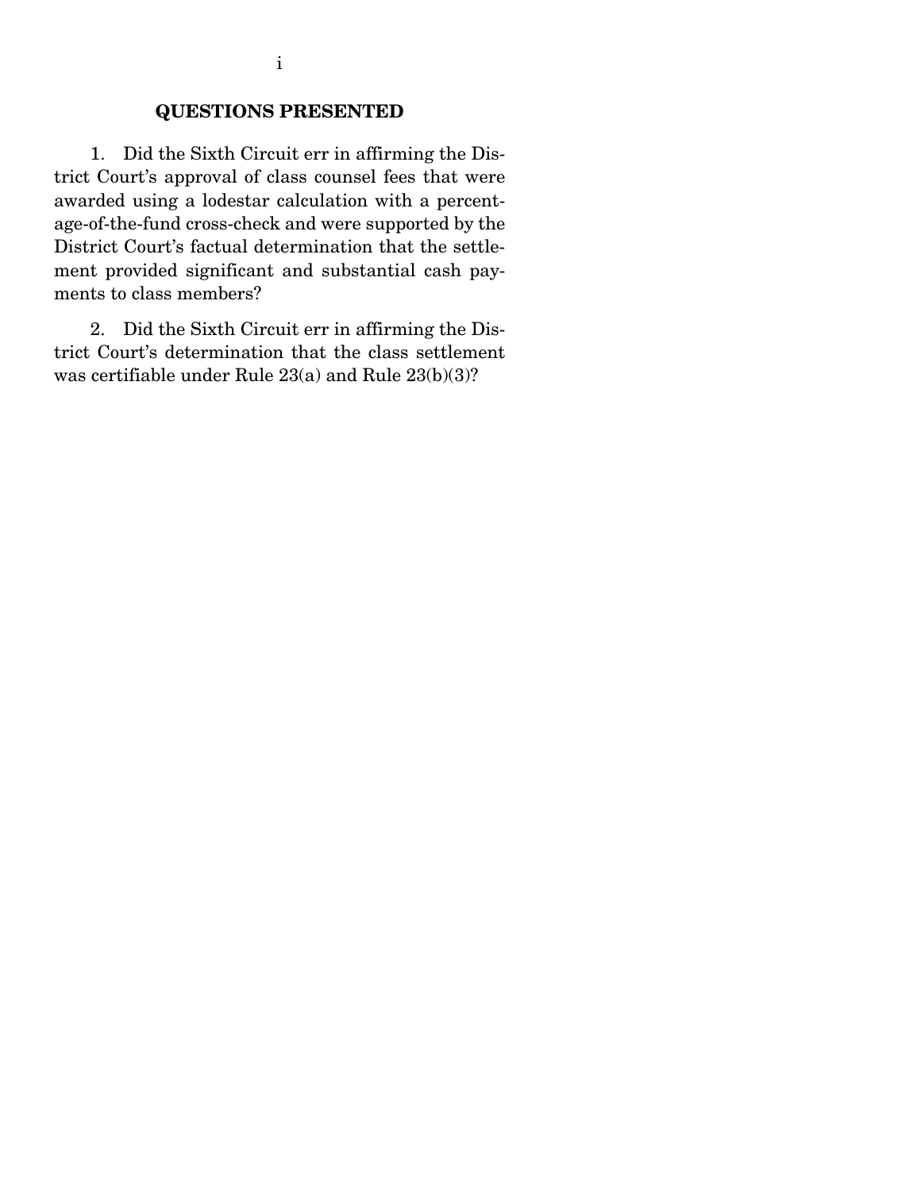## QUESTIONS PRESENTED

1. Did the Sixth Circuit err in affirming the District Court's approval of class counsel fees that were awarded using a lodestar calculation with a percentage-of-the-fund cross-check and were supported by the District Court's factual determination that the settlement provided significant and substantial cash payments to class members?

2. Did the Sixth Circuit err in affirming the District Court's determination that the class settlement was certifiable under Rule 23(a) and Rule 23(b)(3)?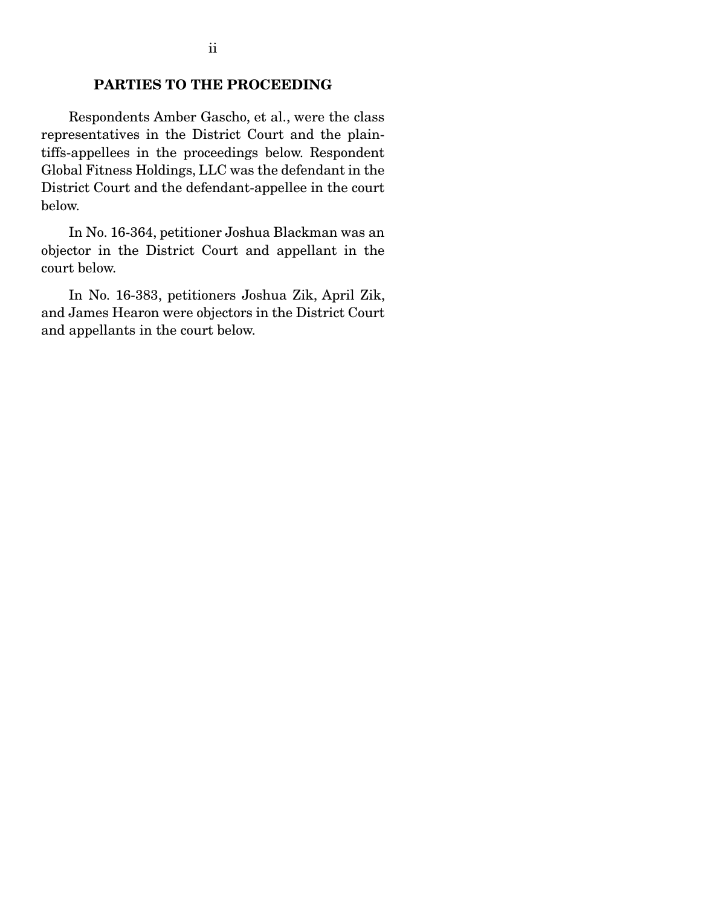## PARTIES TO THE PROCEEDING

Respondents Amber Gascho, et al., were the class representatives in the District Court and the plaintiffs-appellees in the proceedings below. Respondent Global Fitness Holdings, LLC was the defendant in the District Court and the defendant-appellee in the court below.

In No. 16-364, petitioner Joshua Blackman was an objector in the District Court and appellant in the court below.

In No. 16-383, petitioners Joshua Zik, April Zik, and James Hearon were objectors in the District Court and appellants in the court below.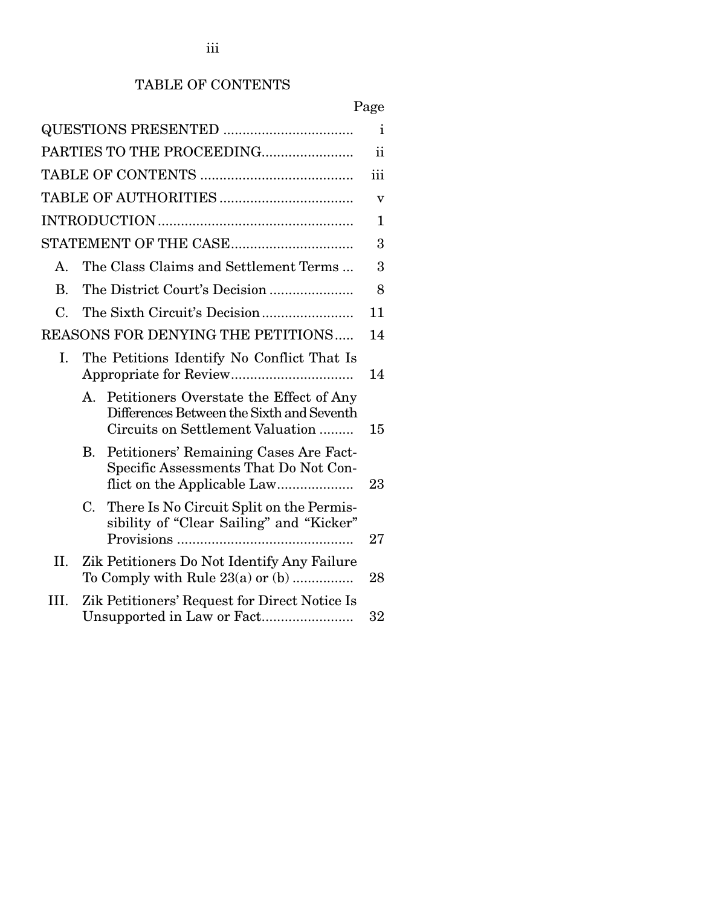# TABLE OF CONTENTS

| | Page |
|---|---|
| QUESTIONS PRESENTED | i |
| PARTIES TO THE PROCEEDING | ii |
| TABLE OF CONTENTS | iii |
| TABLE OF AUTHORITIES | v |
| INTRODUCTION | 1 |
| STATEMENT OF THE CASE | 3 |
| A. The Class Claims and Settlement Terms | 3 |
| B. The District Court's Decision | 8 |
| C. The Sixth Circuit's Decision | 11 |
| REASONS FOR DENYING THE PETITIONS | 14 |
| I. The Petitions Identify No Conflict That Is Appropriate for Review | 14 |
| A. Petitioners Overstate the Effect of Any Differences Between the Sixth and Seventh Circuits on Settlement Valuation | 15 |
| B. Petitioners' Remaining Cases Are Fact-Specific Assessments That Do Not Conflict on the Applicable Law | 23 |
| C. There Is No Circuit Split on the Permissibility of "Clear Sailing" and "Kicker" Provisions | 27 |
| II. Zik Petitioners Do Not Identify Any Failure To Comply with Rule 23(a) or (b) | 28 |
| III. Zik Petitioners' Request for Direct Notice Is Unsupported in Law or Fact | 32 |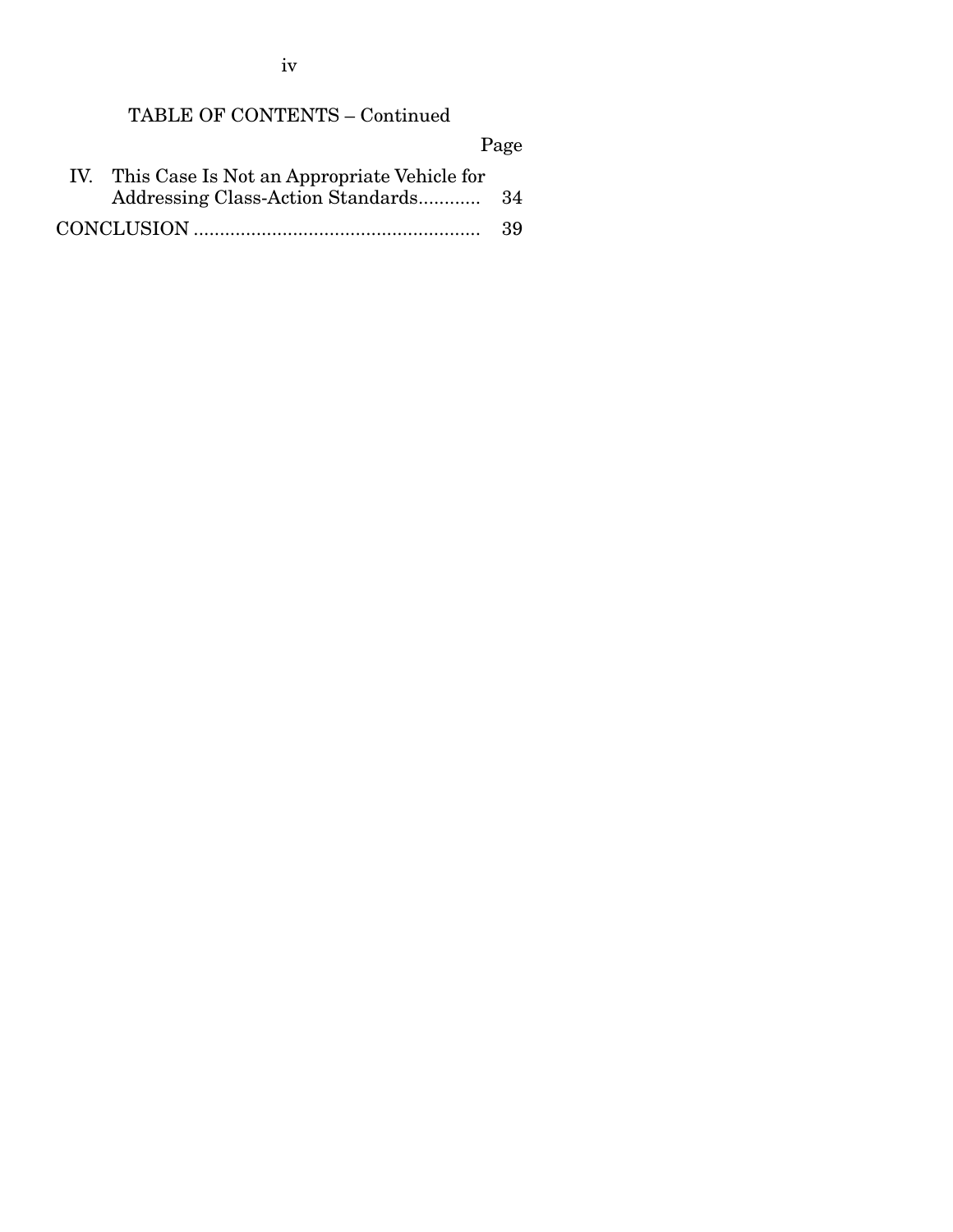TABLE OF CONTENTS – Continued

| | Page |
|---|---|
| IV. This Case Is Not an Appropriate Vehicle for Addressing Class-Action Standards | 34 |
| CONCLUSION | 39 |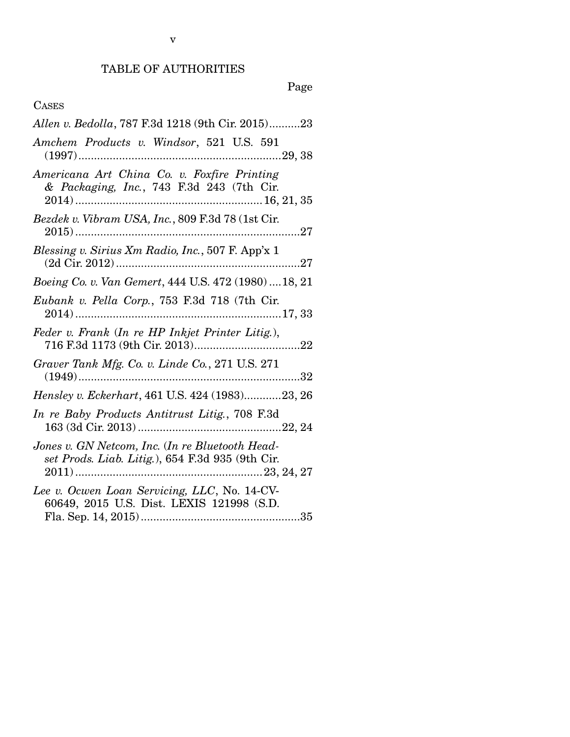# TABLE OF AUTHORITIES

Page

CASES

*Allen v. Bedolla*, 787 F.3d 1218 (9th Cir. 2015) .......... 23

*Amchem Products v. Windsor*, 521 U.S. 591 (1997) .......... 29, 38

*Americana Art China Co. v. Foxfire Printing & Packaging, Inc.*, 743 F.3d 243 (7th Cir. 2014) .......... 16, 21, 35

*Bezdek v. Vibram USA, Inc.*, 809 F.3d 78 (1st Cir. 2015) .......... 27

*Blessing v. Sirius Xm Radio, Inc.*, 507 F. App'x 1 (2d Cir. 2012) .......... 27

*Boeing Co. v. Van Gemert*, 444 U.S. 472 (1980) .... 18, 21

*Eubank v. Pella Corp.*, 753 F.3d 718 (7th Cir. 2014) .......... 17, 33

*Feder v. Frank (In re HP Inkjet Printer Litig.)*, 716 F.3d 1173 (9th Cir. 2013) .......... 22

*Graver Tank Mfg. Co. v. Linde Co.*, 271 U.S. 271 (1949) .......... 32

*Hensley v. Eckerhart*, 461 U.S. 424 (1983) .......... 23, 26

*In re Baby Products Antitrust Litig.*, 708 F.3d 163 (3d Cir. 2013) .......... 22, 24

*Jones v. GN Netcom, Inc. (In re Bluetooth Headset Prods. Liab. Litig.)*, 654 F.3d 935 (9th Cir. 2011) .......... 23, 24, 27

*Lee v. Ocwen Loan Servicing, LLC*, No. 14-CV-60649, 2015 U.S. Dist. LEXIS 121998 (S.D. Fla. Sep. 14, 2015) .......... 35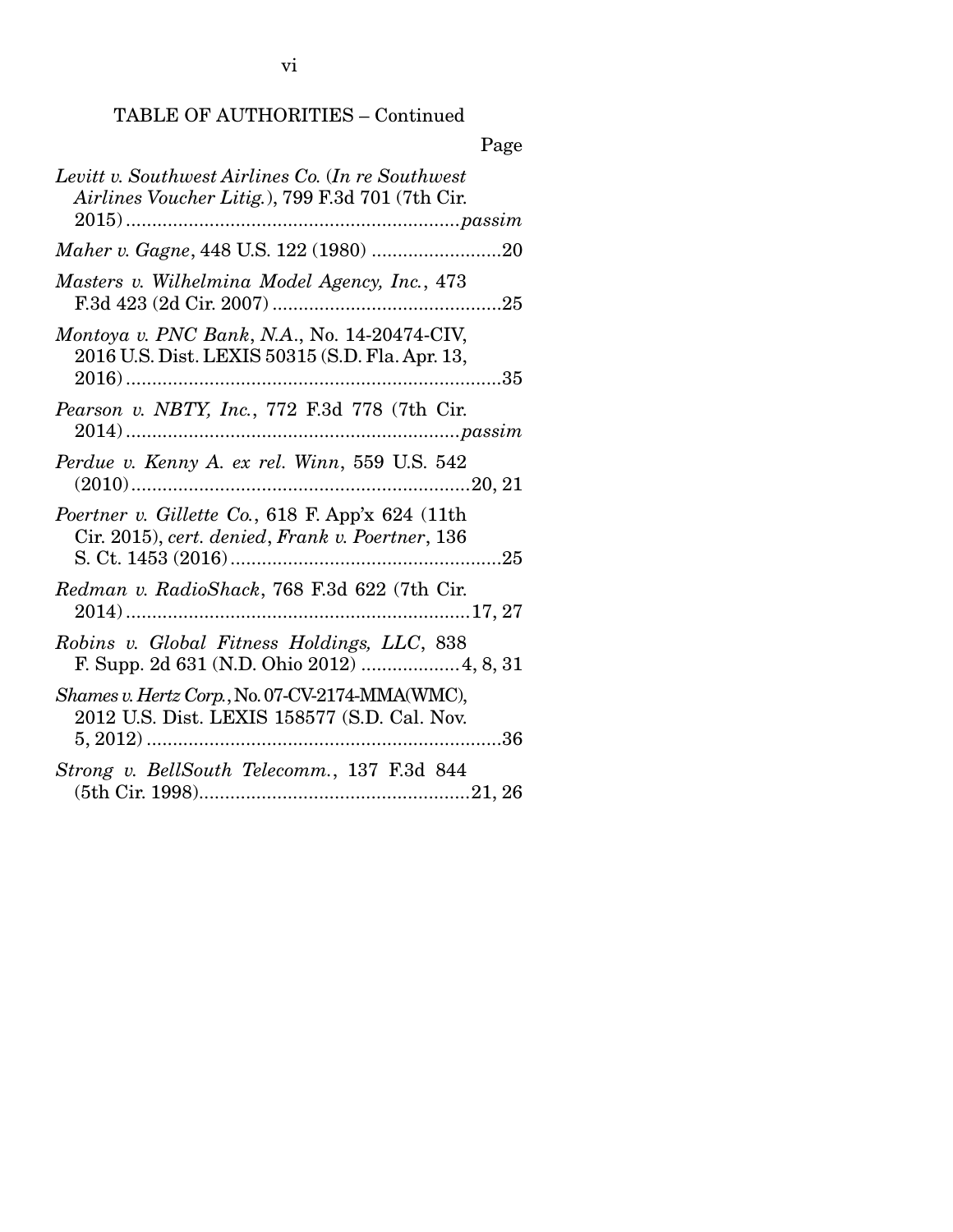TABLE OF AUTHORITIES – Continued

| | Page |
|---|---|
| *Levitt v. Southwest Airlines Co.* (*In re Southwest Airlines Voucher Litig.*), 799 F.3d 701 (7th Cir. 2015) | *passim* |
| *Maher v. Gagne*, 448 U.S. 122 (1980) | 20 |
| *Masters v. Wilhelmina Model Agency, Inc.*, 473 F.3d 423 (2d Cir. 2007) | 25 |
| *Montoya v. PNC Bank, N.A.*, No. 14-20474-CIV, 2016 U.S. Dist. LEXIS 50315 (S.D. Fla. Apr. 13, 2016) | 35 |
| *Pearson v. NBTY, Inc.*, 772 F.3d 778 (7th Cir. 2014) | *passim* |
| *Perdue v. Kenny A. ex rel. Winn*, 559 U.S. 542 (2010) | 20, 21 |
| *Poertner v. Gillette Co.*, 618 F. App'x 624 (11th Cir. 2015), *cert. denied*, *Frank v. Poertner*, 136 S. Ct. 1453 (2016) | 25 |
| *Redman v. RadioShack*, 768 F.3d 622 (7th Cir. 2014) | 17, 27 |
| *Robins v. Global Fitness Holdings, LLC*, 838 F. Supp. 2d 631 (N.D. Ohio 2012) | 4, 8, 31 |
| *Shames v. Hertz Corp.*, No. 07-CV-2174-MMA(WMC), 2012 U.S. Dist. LEXIS 158577 (S.D. Cal. Nov. 5, 2012) | 36 |
| *Strong v. BellSouth Telecomm.*, 137 F.3d 844 (5th Cir. 1998) | 21, 26 |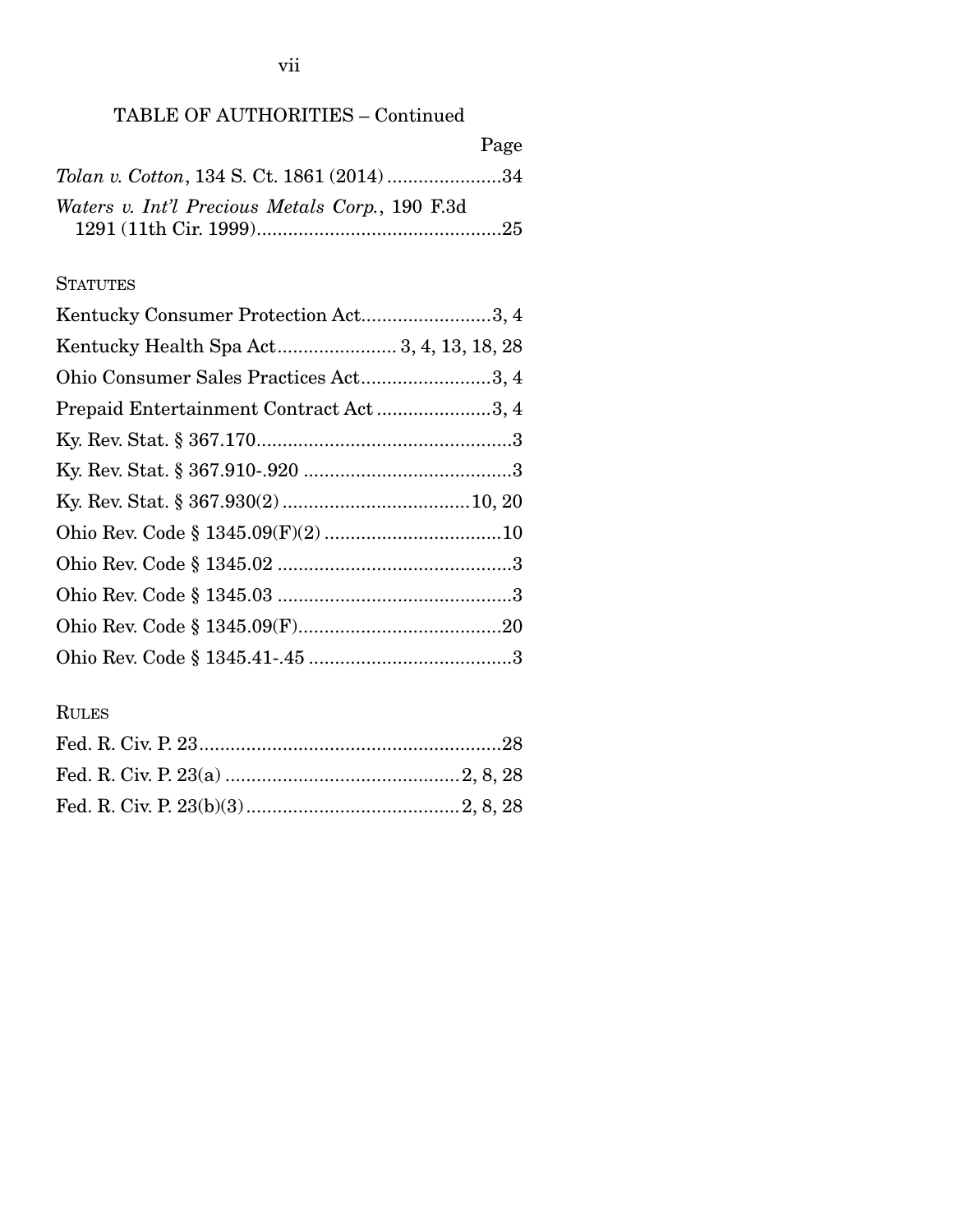TABLE OF AUTHORITIES – Continued

Page

*Tolan v. Cotton*, 134 S. Ct. 1861 (2014) ......................34

*Waters v. Int'l Precious Metals Corp.*, 190 F.3d 1291 (11th Cir. 1999)...............................................25

STATUTES

Kentucky Consumer Protection Act.........................3, 4

Kentucky Health Spa Act...................... 3, 4, 13, 18, 28

Ohio Consumer Sales Practices Act.........................3, 4

Prepaid Entertainment Contract Act ......................3, 4

Ky. Rev. Stat. § 367.170.................................................3

Ky. Rev. Stat. § 367.910-.920 ........................................3

Ky. Rev. Stat. § 367.930(2) ....................................10, 20

Ohio Rev. Code § 1345.09(F)(2) .................................10

Ohio Rev. Code § 1345.02 ............................................3

Ohio Rev. Code § 1345.03 ............................................3

Ohio Rev. Code § 1345.09(F).......................................20

Ohio Rev. Code § 1345.41-.45 .......................................3

RULES

Fed. R. Civ. P. 23..........................................................28

Fed. R. Civ. P. 23(a) .............................................2, 8, 28

Fed. R. Civ. P. 23(b)(3).........................................2, 8, 28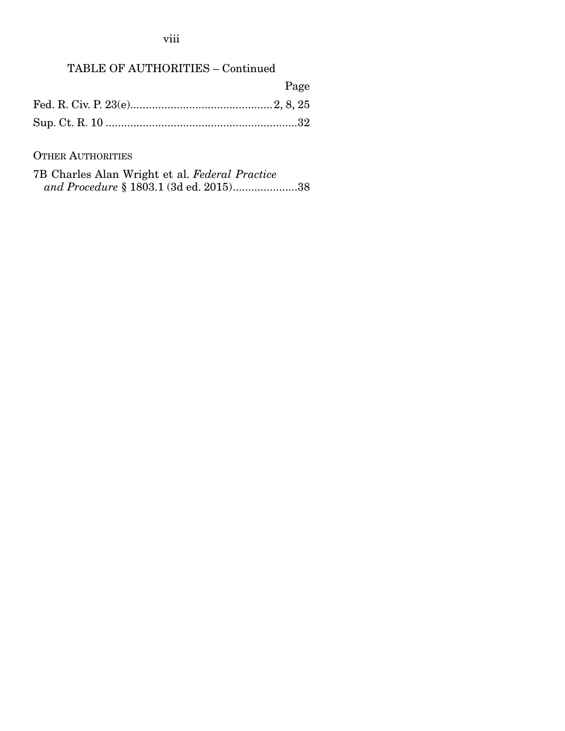TABLE OF AUTHORITIES – Continued

| | Page |
|---|---|
| Fed. R. Civ. P. 23(e) | 2, 8, 25 |
| Sup. Ct. R. 10 | 32 |

OTHER AUTHORITIES

| | |
|---|---|
| 7B Charles Alan Wright et al. *Federal Practice and Procedure* § 1803.1 (3d ed. 2015) | 38 |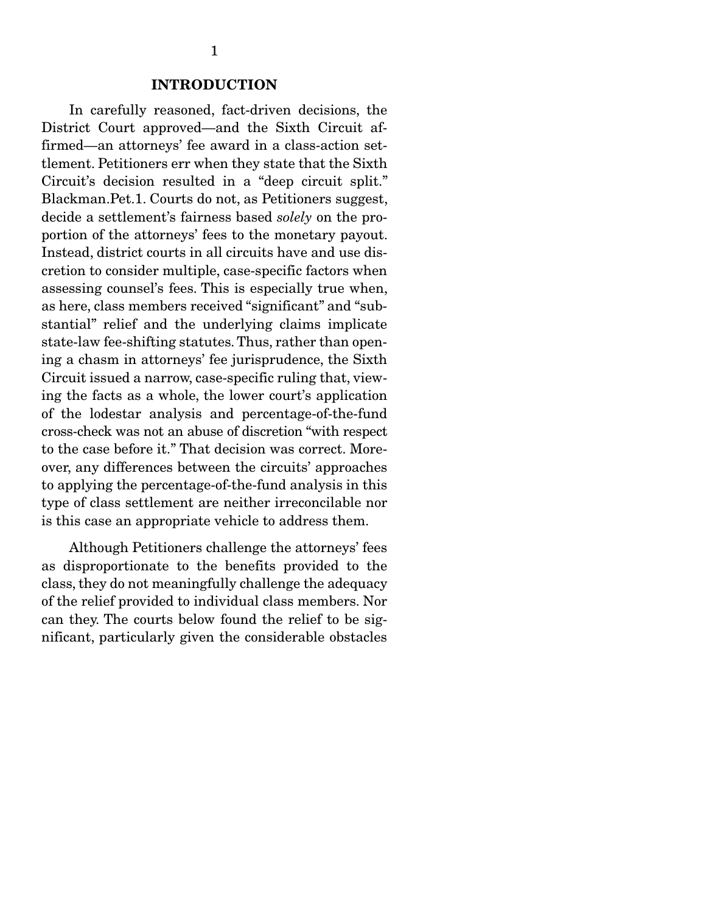## INTRODUCTION

In carefully reasoned, fact-driven decisions, the District Court approved—and the Sixth Circuit affirmed—an attorneys' fee award in a class-action settlement. Petitioners err when they state that the Sixth Circuit's decision resulted in a "deep circuit split." Blackman.Pet.1. Courts do not, as Petitioners suggest, decide a settlement's fairness based *solely* on the proportion of the attorneys' fees to the monetary payout. Instead, district courts in all circuits have and use discretion to consider multiple, case-specific factors when assessing counsel's fees. This is especially true when, as here, class members received "significant" and "substantial" relief and the underlying claims implicate state-law fee-shifting statutes. Thus, rather than opening a chasm in attorneys' fee jurisprudence, the Sixth Circuit issued a narrow, case-specific ruling that, viewing the facts as a whole, the lower court's application of the lodestar analysis and percentage-of-the-fund cross-check was not an abuse of discretion "with respect to the case before it." That decision was correct. Moreover, any differences between the circuits' approaches to applying the percentage-of-the-fund analysis in this type of class settlement are neither irreconcilable nor is this case an appropriate vehicle to address them.

Although Petitioners challenge the attorneys' fees as disproportionate to the benefits provided to the class, they do not meaningfully challenge the adequacy of the relief provided to individual class members. Nor can they. The courts below found the relief to be significant, particularly given the considerable obstacles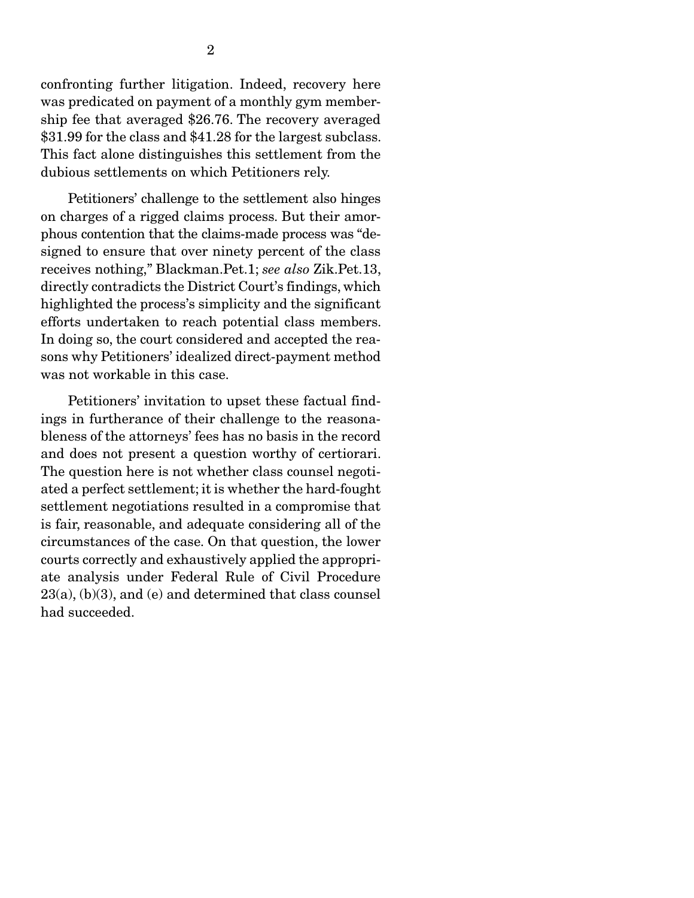confronting further litigation. Indeed, recovery here was predicated on payment of a monthly gym membership fee that averaged $26.76. The recovery averaged $31.99 for the class and $41.28 for the largest subclass. This fact alone distinguishes this settlement from the dubious settlements on which Petitioners rely.

Petitioners' challenge to the settlement also hinges on charges of a rigged claims process. But their amorphous contention that the claims-made process was "designed to ensure that over ninety percent of the class receives nothing," Blackman.Pet.1; *see also* Zik.Pet.13, directly contradicts the District Court's findings, which highlighted the process's simplicity and the significant efforts undertaken to reach potential class members. In doing so, the court considered and accepted the reasons why Petitioners' idealized direct-payment method was not workable in this case.

Petitioners' invitation to upset these factual findings in furtherance of their challenge to the reasonableness of the attorneys' fees has no basis in the record and does not present a question worthy of certiorari. The question here is not whether class counsel negotiated a perfect settlement; it is whether the hard-fought settlement negotiations resulted in a compromise that is fair, reasonable, and adequate considering all of the circumstances of the case. On that question, the lower courts correctly and exhaustively applied the appropriate analysis under Federal Rule of Civil Procedure 23(a), (b)(3), and (e) and determined that class counsel had succeeded.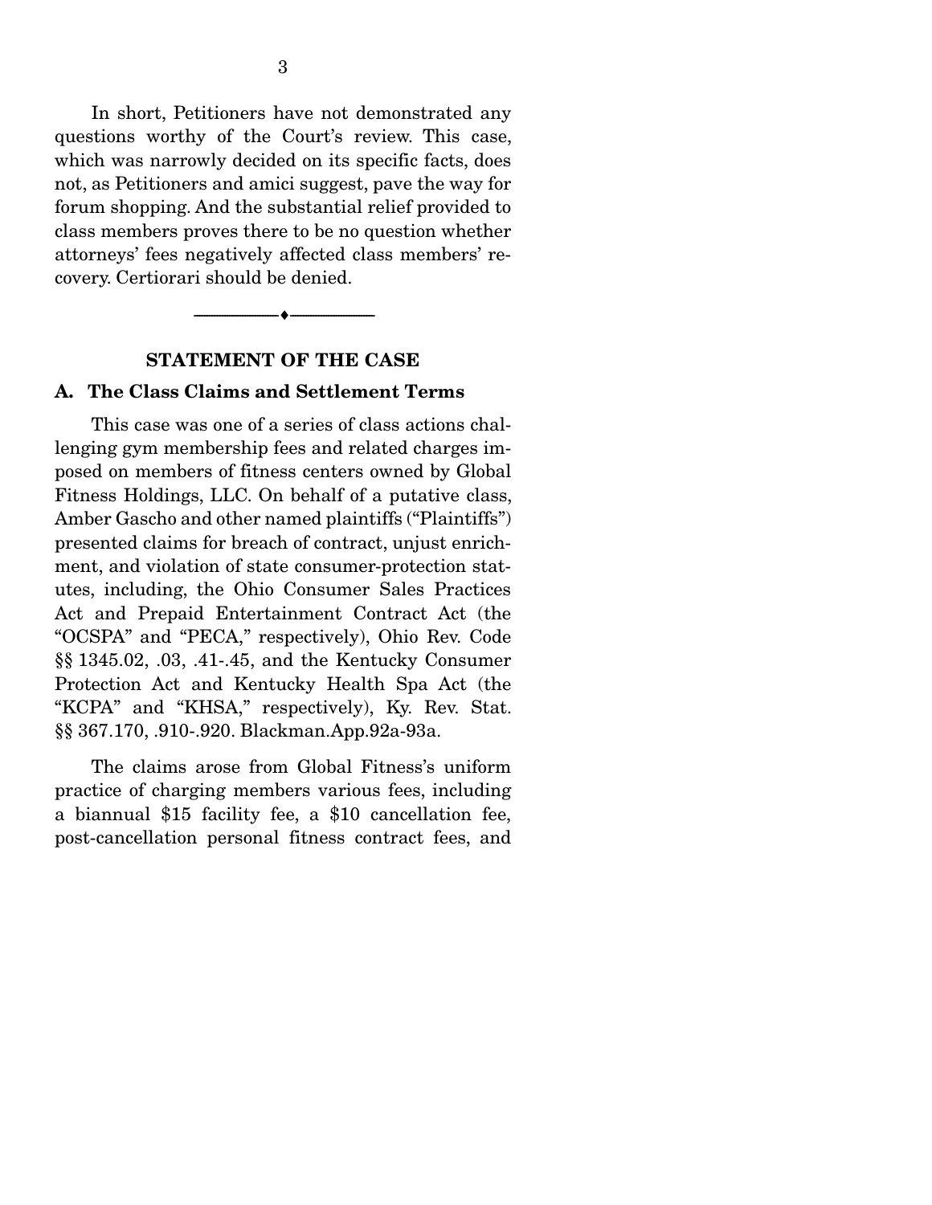In short, Petitioners have not demonstrated any questions worthy of the Court's review. This case, which was narrowly decided on its specific facts, does not, as Petitioners and amici suggest, pave the way for forum shopping. And the substantial relief provided to class members proves there to be no question whether attorneys' fees negatively affected class members' recovery. Certiorari should be denied.

---

## STATEMENT OF THE CASE

### A. The Class Claims and Settlement Terms

This case was one of a series of class actions challenging gym membership fees and related charges imposed on members of fitness centers owned by Global Fitness Holdings, LLC. On behalf of a putative class, Amber Gascho and other named plaintiffs ("Plaintiffs") presented claims for breach of contract, unjust enrichment, and violation of state consumer-protection statutes, including, the Ohio Consumer Sales Practices Act and Prepaid Entertainment Contract Act (the "OCSPA" and "PECA," respectively), Ohio Rev. Code §§ 1345.02, .03, .41-.45, and the Kentucky Consumer Protection Act and Kentucky Health Spa Act (the "KCPA" and "KHSA," respectively), Ky. Rev. Stat. §§ 367.170, .910-.920. Blackman.App.92a-93a.

The claims arose from Global Fitness's uniform practice of charging members various fees, including a biannual $15 facility fee, a $10 cancellation fee, post-cancellation personal fitness contract fees, and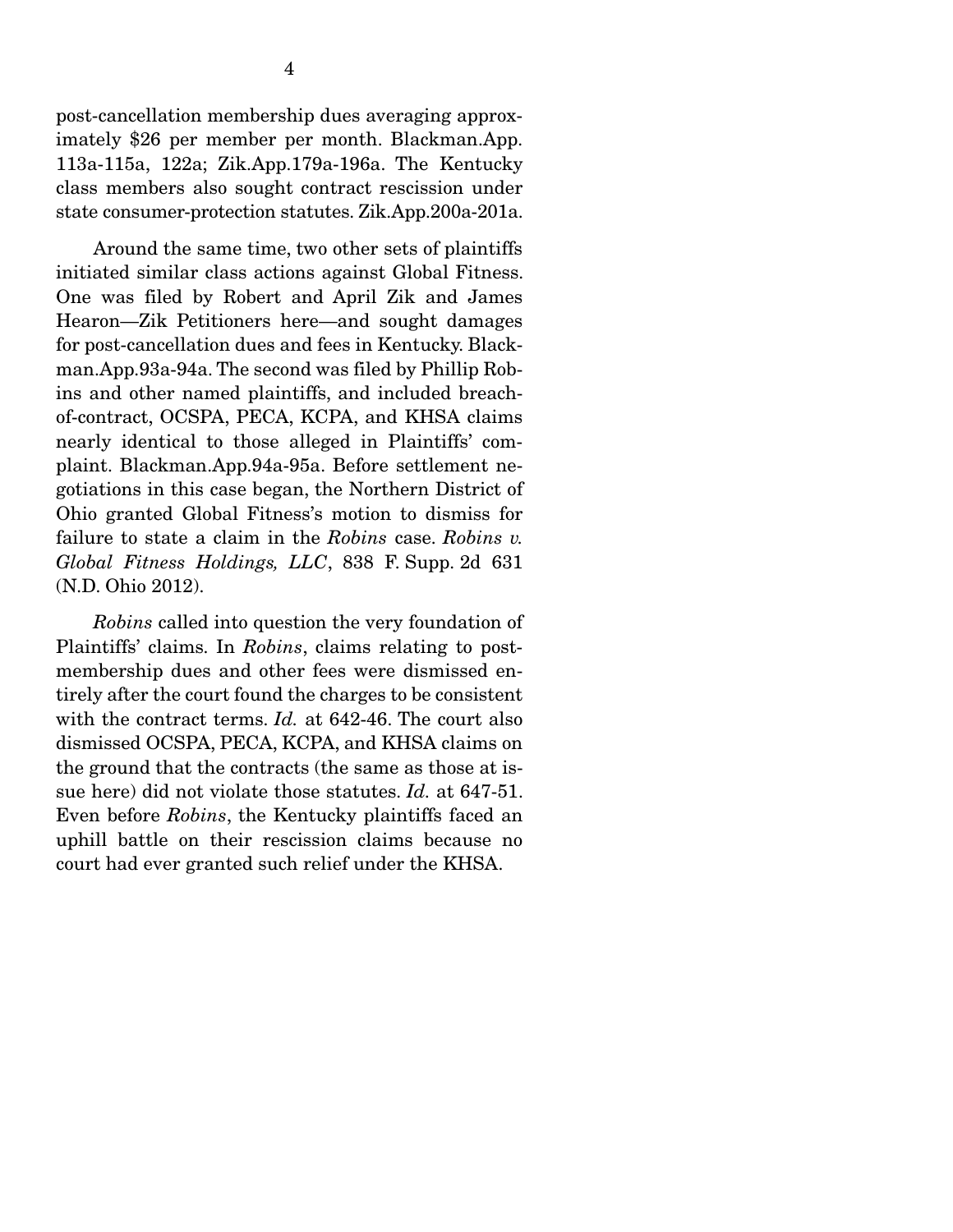post-cancellation membership dues averaging approximately $26 per member per month. Blackman.App. 113a-115a, 122a; Zik.App.179a-196a. The Kentucky class members also sought contract rescission under state consumer-protection statutes. Zik.App.200a-201a.

Around the same time, two other sets of plaintiffs initiated similar class actions against Global Fitness. One was filed by Robert and April Zik and James Hearon—Zik Petitioners here—and sought damages for post-cancellation dues and fees in Kentucky. Blackman.App.93a-94a. The second was filed by Phillip Robins and other named plaintiffs, and included breach-of-contract, OCSPA, PECA, KCPA, and KHSA claims nearly identical to those alleged in Plaintiffs' complaint. Blackman.App.94a-95a. Before settlement negotiations in this case began, the Northern District of Ohio granted Global Fitness's motion to dismiss for failure to state a claim in the *Robins* case. *Robins v. Global Fitness Holdings, LLC*, 838 F. Supp. 2d 631 (N.D. Ohio 2012).

*Robins* called into question the very foundation of Plaintiffs' claims. In *Robins*, claims relating to post-membership dues and other fees were dismissed entirely after the court found the charges to be consistent with the contract terms. *Id.* at 642-46. The court also dismissed OCSPA, PECA, KCPA, and KHSA claims on the ground that the contracts (the same as those at issue here) did not violate those statutes. *Id.* at 647-51. Even before *Robins*, the Kentucky plaintiffs faced an uphill battle on their rescission claims because no court had ever granted such relief under the KHSA.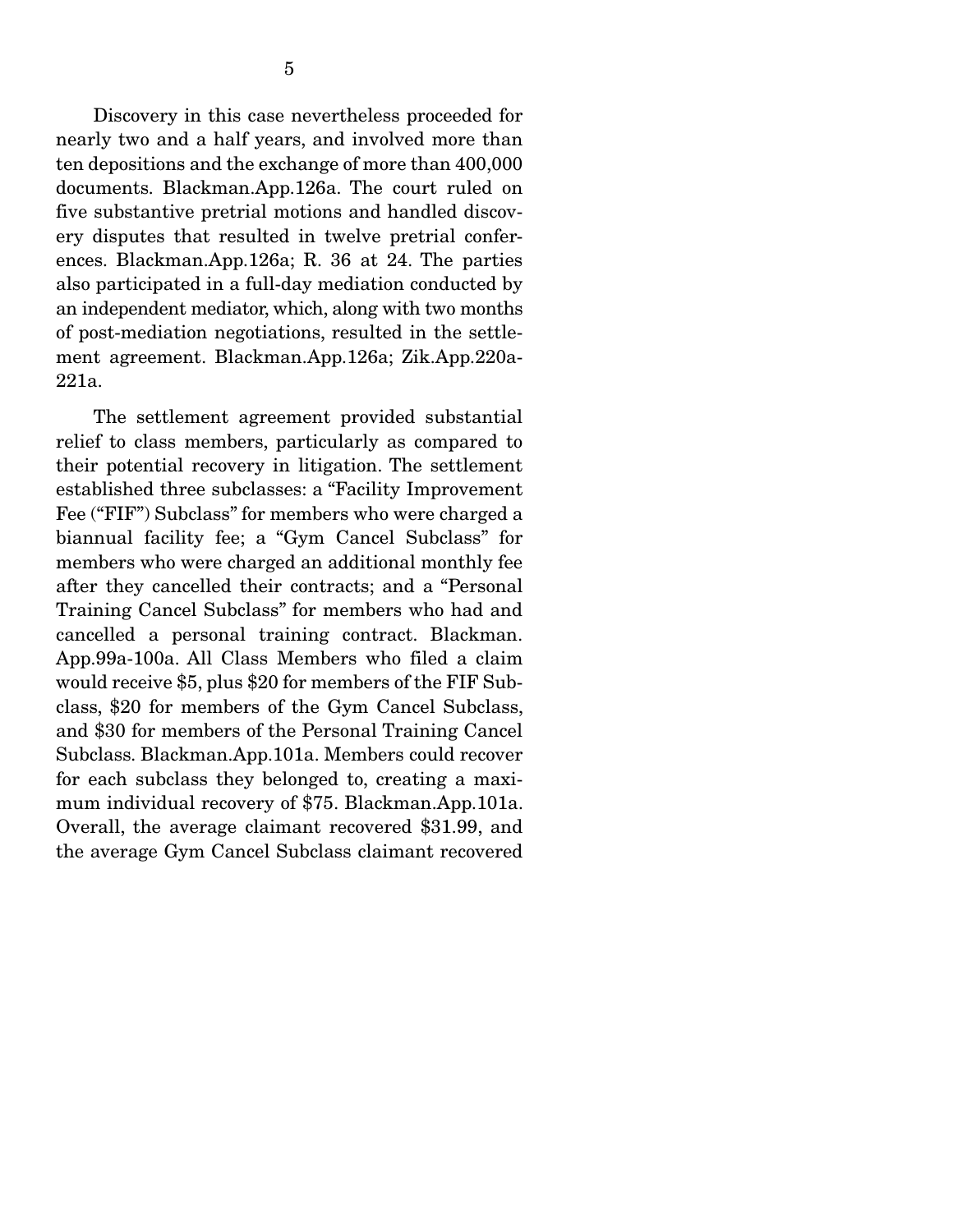Discovery in this case nevertheless proceeded for nearly two and a half years, and involved more than ten depositions and the exchange of more than 400,000 documents. Blackman.App.126a. The court ruled on five substantive pretrial motions and handled discovery disputes that resulted in twelve pretrial conferences. Blackman.App.126a; R. 36 at 24. The parties also participated in a full-day mediation conducted by an independent mediator, which, along with two months of post-mediation negotiations, resulted in the settlement agreement. Blackman.App.126a; Zik.App.220a-221a.

The settlement agreement provided substantial relief to class members, particularly as compared to their potential recovery in litigation. The settlement established three subclasses: a "Facility Improvement Fee ("FIF") Subclass" for members who were charged a biannual facility fee; a "Gym Cancel Subclass" for members who were charged an additional monthly fee after they cancelled their contracts; and a "Personal Training Cancel Subclass" for members who had and cancelled a personal training contract. Blackman. App.99a-100a. All Class Members who filed a claim would receive $5, plus $20 for members of the FIF Subclass, $20 for members of the Gym Cancel Subclass, and $30 for members of the Personal Training Cancel Subclass. Blackman.App.101a. Members could recover for each subclass they belonged to, creating a maximum individual recovery of $75. Blackman.App.101a. Overall, the average claimant recovered $31.99, and the average Gym Cancel Subclass claimant recovered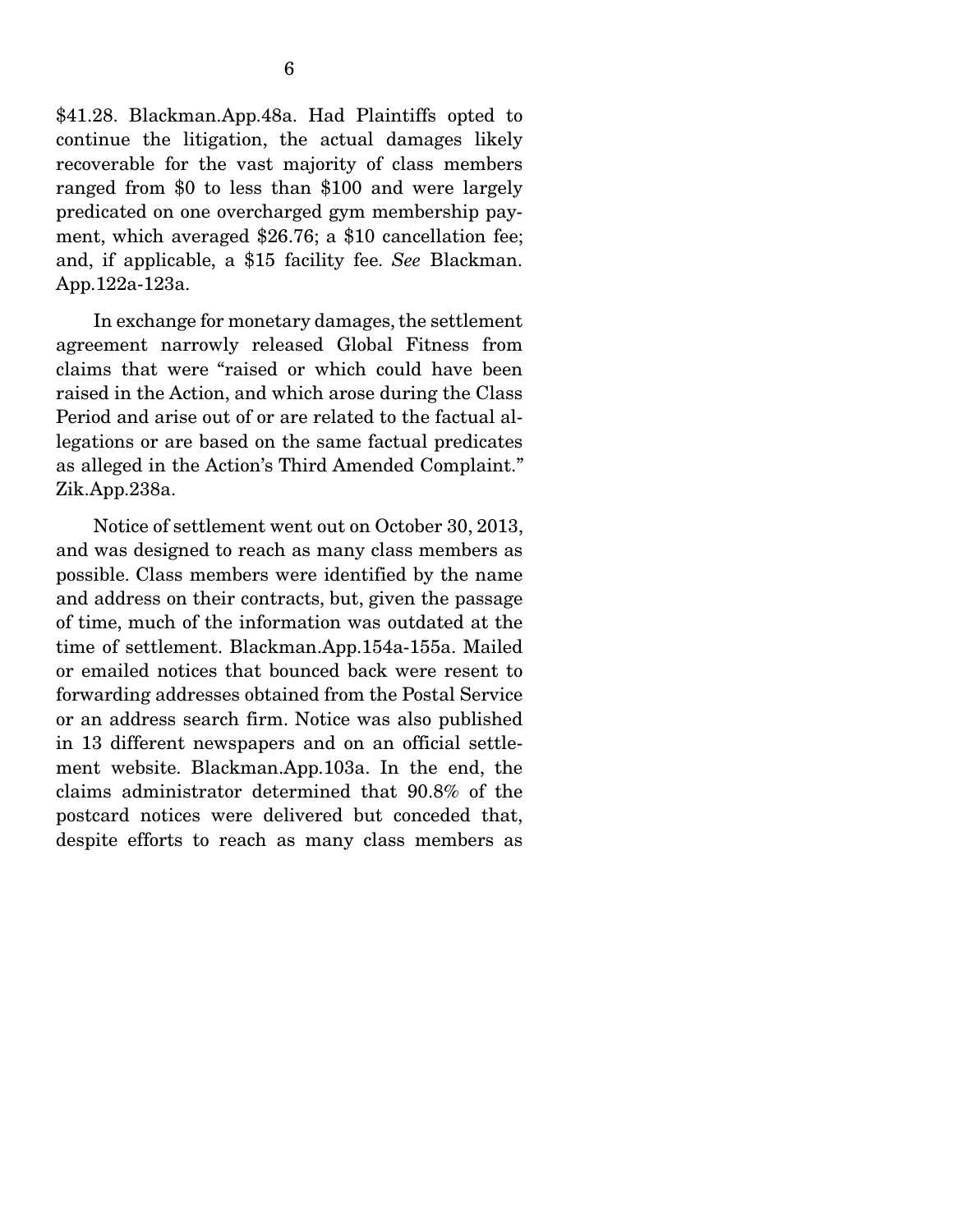$41.28. Blackman.App.48a. Had Plaintiffs opted to continue the litigation, the actual damages likely recoverable for the vast majority of class members ranged from $0 to less than $100 and were largely predicated on one overcharged gym membership payment, which averaged $26.76; a $10 cancellation fee; and, if applicable, a $15 facility fee. *See* Blackman. App.122a-123a.

In exchange for monetary damages, the settlement agreement narrowly released Global Fitness from claims that were "raised or which could have been raised in the Action, and which arose during the Class Period and arise out of or are related to the factual allegations or are based on the same factual predicates as alleged in the Action's Third Amended Complaint." Zik.App.238a.

Notice of settlement went out on October 30, 2013, and was designed to reach as many class members as possible. Class members were identified by the name and address on their contracts, but, given the passage of time, much of the information was outdated at the time of settlement. Blackman.App.154a-155a. Mailed or emailed notices that bounced back were resent to forwarding addresses obtained from the Postal Service or an address search firm. Notice was also published in 13 different newspapers and on an official settlement website. Blackman.App.103a. In the end, the claims administrator determined that 90.8% of the postcard notices were delivered but conceded that, despite efforts to reach as many class members as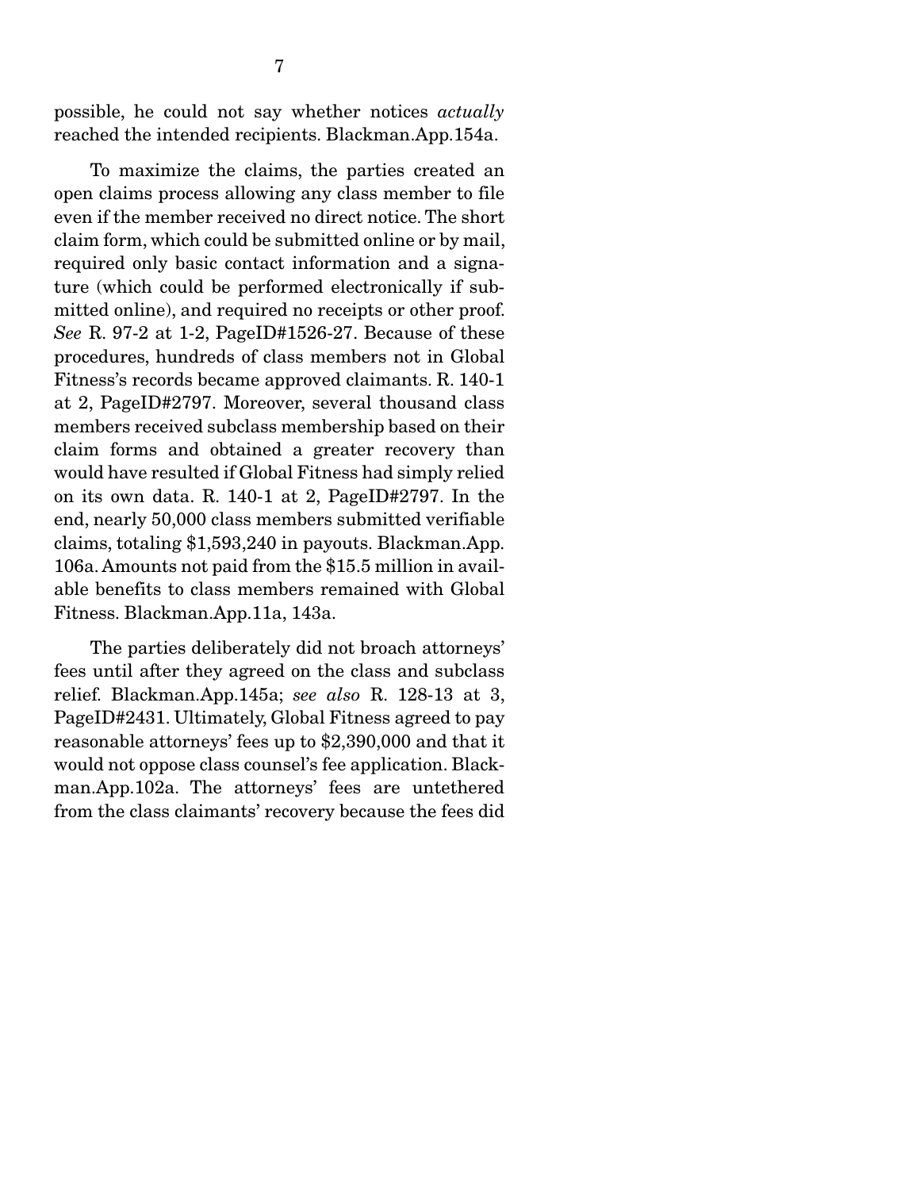possible, he could not say whether notices *actually* reached the intended recipients. Blackman.App.154a.

To maximize the claims, the parties created an open claims process allowing any class member to file even if the member received no direct notice. The short claim form, which could be submitted online or by mail, required only basic contact information and a signature (which could be performed electronically if submitted online), and required no receipts or other proof. *See* R. 97-2 at 1-2, PageID#1526-27. Because of these procedures, hundreds of class members not in Global Fitness's records became approved claimants. R. 140-1 at 2, PageID#2797. Moreover, several thousand class members received subclass membership based on their claim forms and obtained a greater recovery than would have resulted if Global Fitness had simply relied on its own data. R. 140-1 at 2, PageID#2797. In the end, nearly 50,000 class members submitted verifiable claims, totaling $1,593,240 in payouts. Blackman.App.106a. Amounts not paid from the $15.5 million in available benefits to class members remained with Global Fitness. Blackman.App.11a, 143a.

The parties deliberately did not broach attorneys' fees until after they agreed on the class and subclass relief. Blackman.App.145a; *see also* R. 128-13 at 3, PageID#2431. Ultimately, Global Fitness agreed to pay reasonable attorneys' fees up to $2,390,000 and that it would not oppose class counsel's fee application. Blackman.App.102a. The attorneys' fees are untethered from the class claimants' recovery because the fees did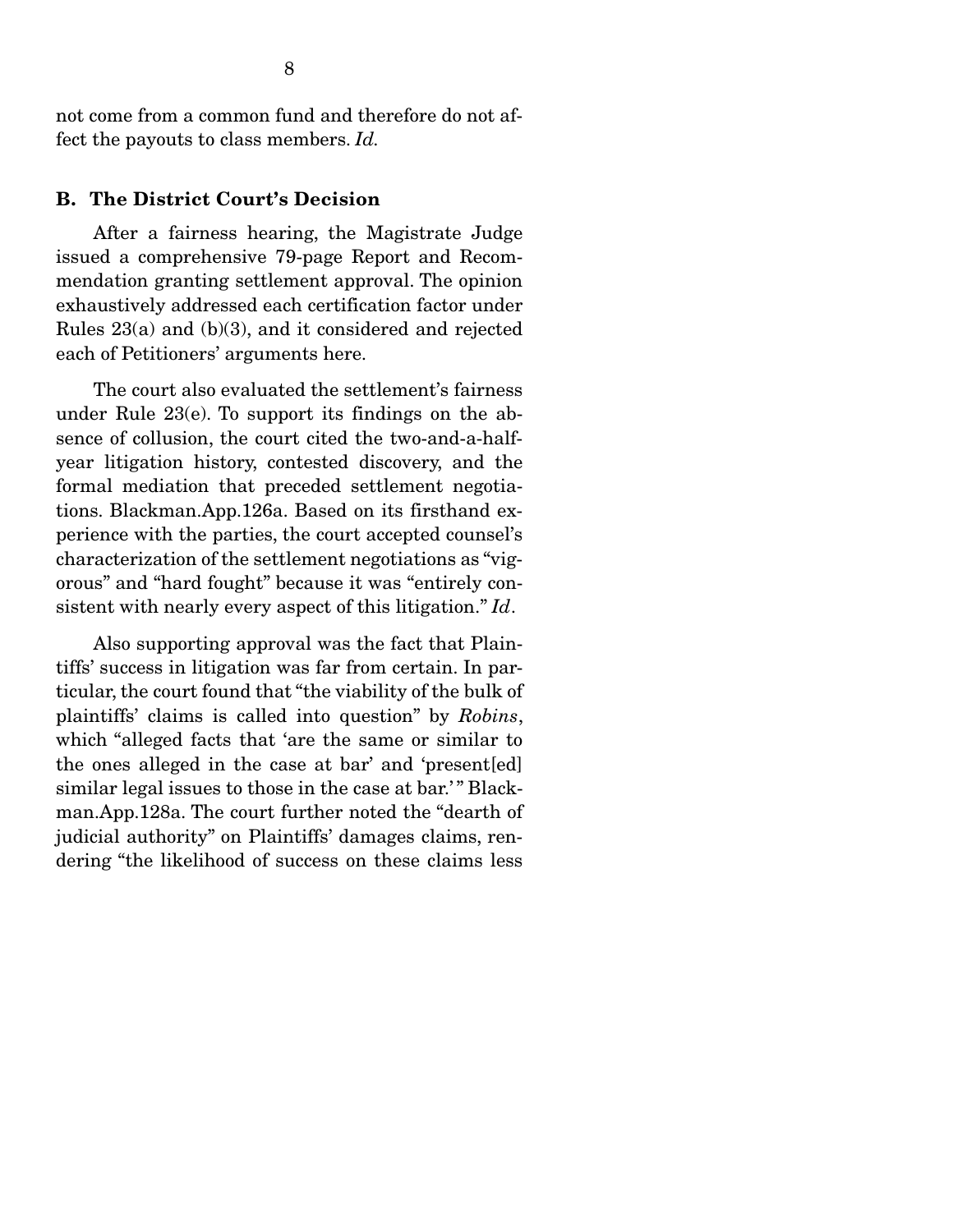not come from a common fund and therefore do not affect the payouts to class members. *Id.*

### B. The District Court's Decision

After a fairness hearing, the Magistrate Judge issued a comprehensive 79-page Report and Recommendation granting settlement approval. The opinion exhaustively addressed each certification factor under Rules 23(a) and (b)(3), and it considered and rejected each of Petitioners' arguments here.

The court also evaluated the settlement's fairness under Rule 23(e). To support its findings on the absence of collusion, the court cited the two-and-a-half-year litigation history, contested discovery, and the formal mediation that preceded settlement negotiations. Blackman.App.126a. Based on its firsthand experience with the parties, the court accepted counsel's characterization of the settlement negotiations as "vigorous" and "hard fought" because it was "entirely consistent with nearly every aspect of this litigation." *Id*.

Also supporting approval was the fact that Plaintiffs' success in litigation was far from certain. In particular, the court found that "the viability of the bulk of plaintiffs' claims is called into question" by *Robins*, which "alleged facts that 'are the same or similar to the ones alleged in the case at bar' and 'present[ed] similar legal issues to those in the case at bar.'" Blackman.App.128a. The court further noted the "dearth of judicial authority" on Plaintiffs' damages claims, rendering "the likelihood of success on these claims less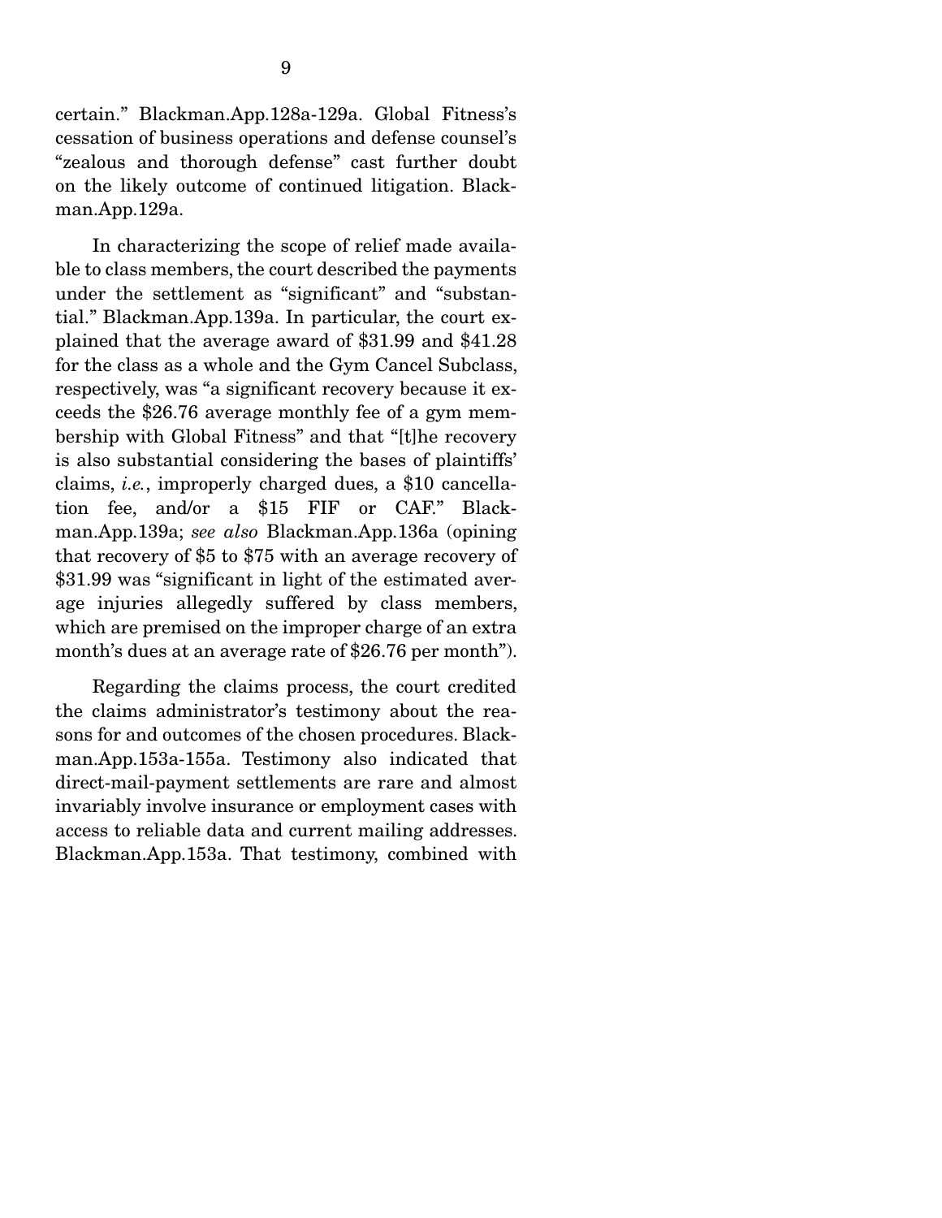certain." Blackman.App.128a-129a. Global Fitness's cessation of business operations and defense counsel's "zealous and thorough defense" cast further doubt on the likely outcome of continued litigation. Blackman.App.129a.

In characterizing the scope of relief made available to class members, the court described the payments under the settlement as "significant" and "substantial." Blackman.App.139a. In particular, the court explained that the average award of $31.99 and $41.28 for the class as a whole and the Gym Cancel Subclass, respectively, was "a significant recovery because it exceeds the $26.76 average monthly fee of a gym membership with Global Fitness" and that "[t]he recovery is also substantial considering the bases of plaintiffs' claims, *i.e.*, improperly charged dues, a $10 cancellation fee, and/or a $15 FIF or CAF." Blackman.App.139a; *see also* Blackman.App.136a (opining that recovery of $5 to $75 with an average recovery of $31.99 was "significant in light of the estimated average injuries allegedly suffered by class members, which are premised on the improper charge of an extra month's dues at an average rate of $26.76 per month").

Regarding the claims process, the court credited the claims administrator's testimony about the reasons for and outcomes of the chosen procedures. Blackman.App.153a-155a. Testimony also indicated that direct-mail-payment settlements are rare and almost invariably involve insurance or employment cases with access to reliable data and current mailing addresses. Blackman.App.153a. That testimony, combined with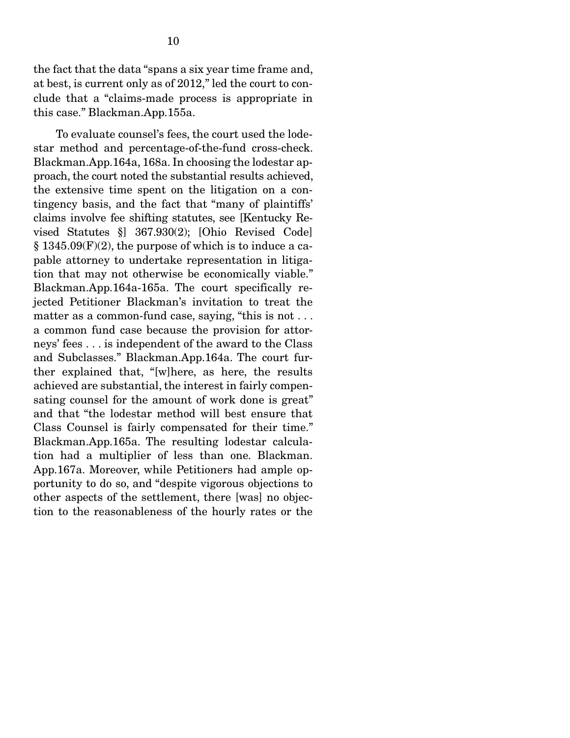the fact that the data "spans a six year time frame and, at best, is current only as of 2012," led the court to conclude that a "claims-made process is appropriate in this case." Blackman.App.155a.

To evaluate counsel's fees, the court used the lodestar method and percentage-of-the-fund cross-check. Blackman.App.164a, 168a. In choosing the lodestar approach, the court noted the substantial results achieved, the extensive time spent on the litigation on a contingency basis, and the fact that "many of plaintiffs' claims involve fee shifting statutes, see [Kentucky Revised Statutes §] 367.930(2); [Ohio Revised Code] § 1345.09(F)(2), the purpose of which is to induce a capable attorney to undertake representation in litigation that may not otherwise be economically viable." Blackman.App.164a-165a. The court specifically rejected Petitioner Blackman's invitation to treat the matter as a common-fund case, saying, "this is not . . . a common fund case because the provision for attorneys' fees . . . is independent of the award to the Class and Subclasses." Blackman.App.164a. The court further explained that, "[w]here, as here, the results achieved are substantial, the interest in fairly compensating counsel for the amount of work done is great" and that "the lodestar method will best ensure that Class Counsel is fairly compensated for their time." Blackman.App.165a. The resulting lodestar calculation had a multiplier of less than one. Blackman. App.167a. Moreover, while Petitioners had ample opportunity to do so, and "despite vigorous objections to other aspects of the settlement, there [was] no objection to the reasonableness of the hourly rates or the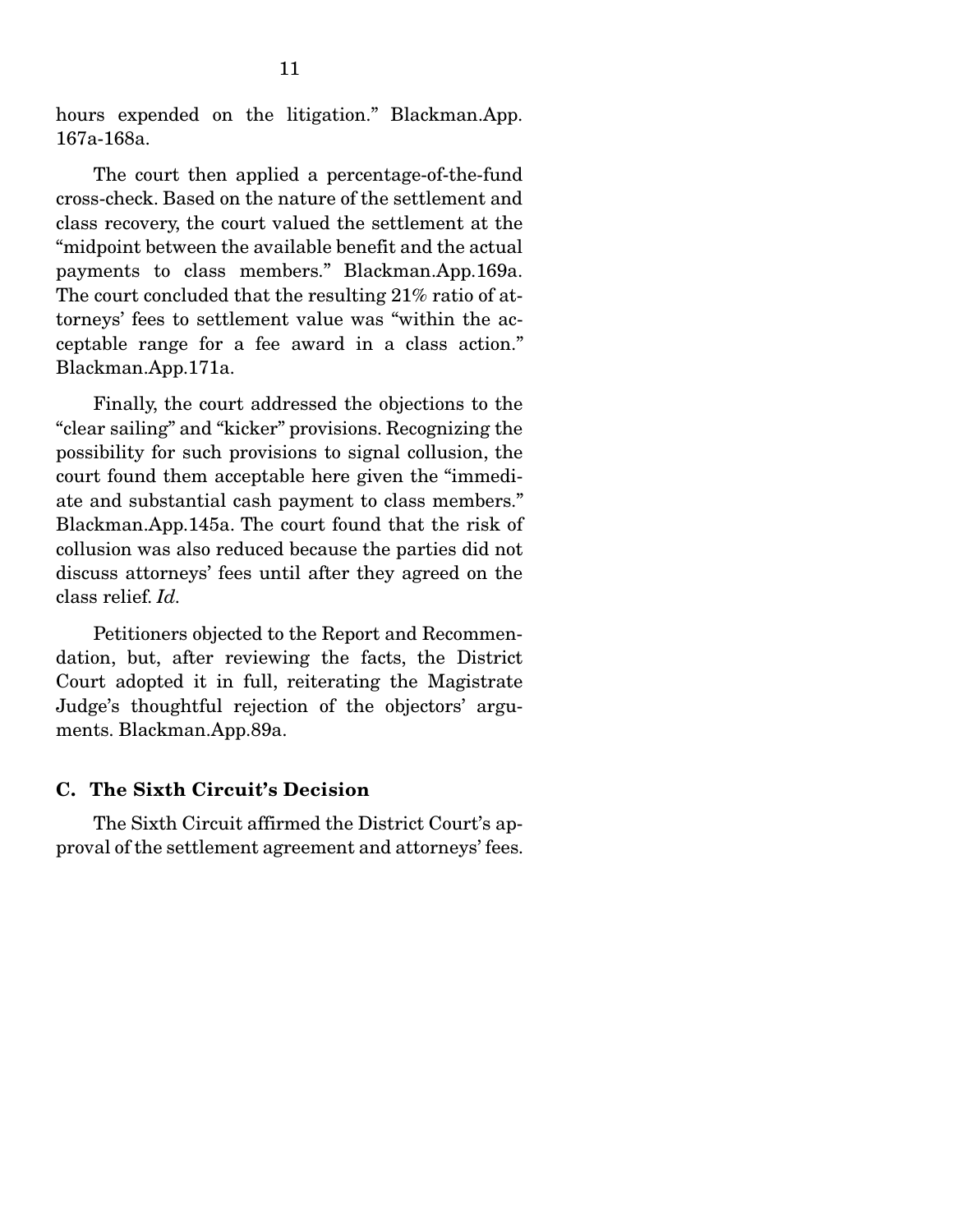hours expended on the litigation." Blackman.App. 167a-168a.

The court then applied a percentage-of-the-fund cross-check. Based on the nature of the settlement and class recovery, the court valued the settlement at the "midpoint between the available benefit and the actual payments to class members." Blackman.App.169a. The court concluded that the resulting 21% ratio of attorneys' fees to settlement value was "within the acceptable range for a fee award in a class action." Blackman.App.171a.

Finally, the court addressed the objections to the "clear sailing" and "kicker" provisions. Recognizing the possibility for such provisions to signal collusion, the court found them acceptable here given the "immediate and substantial cash payment to class members." Blackman.App.145a. The court found that the risk of collusion was also reduced because the parties did not discuss attorneys' fees until after they agreed on the class relief. *Id.*

Petitioners objected to the Report and Recommendation, but, after reviewing the facts, the District Court adopted it in full, reiterating the Magistrate Judge's thoughtful rejection of the objectors' arguments. Blackman.App.89a.

### C. The Sixth Circuit's Decision

The Sixth Circuit affirmed the District Court's approval of the settlement agreement and attorneys' fees.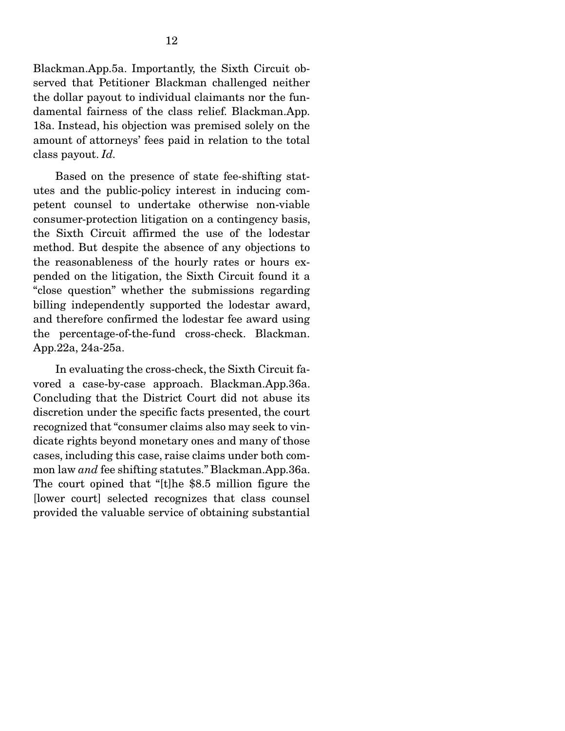Blackman.App.5a. Importantly, the Sixth Circuit observed that Petitioner Blackman challenged neither the dollar payout to individual claimants nor the fundamental fairness of the class relief. Blackman.App. 18a. Instead, his objection was premised solely on the amount of attorneys' fees paid in relation to the total class payout. *Id.*

Based on the presence of state fee-shifting statutes and the public-policy interest in inducing competent counsel to undertake otherwise non-viable consumer-protection litigation on a contingency basis, the Sixth Circuit affirmed the use of the lodestar method. But despite the absence of any objections to the reasonableness of the hourly rates or hours expended on the litigation, the Sixth Circuit found it a "close question" whether the submissions regarding billing independently supported the lodestar award, and therefore confirmed the lodestar fee award using the percentage-of-the-fund cross-check. Blackman. App.22a, 24a-25a.

In evaluating the cross-check, the Sixth Circuit favored a case-by-case approach. Blackman.App.36a. Concluding that the District Court did not abuse its discretion under the specific facts presented, the court recognized that "consumer claims also may seek to vindicate rights beyond monetary ones and many of those cases, including this case, raise claims under both common law *and* fee shifting statutes." Blackman.App.36a. The court opined that "[t]he $8.5 million figure the [lower court] selected recognizes that class counsel provided the valuable service of obtaining substantial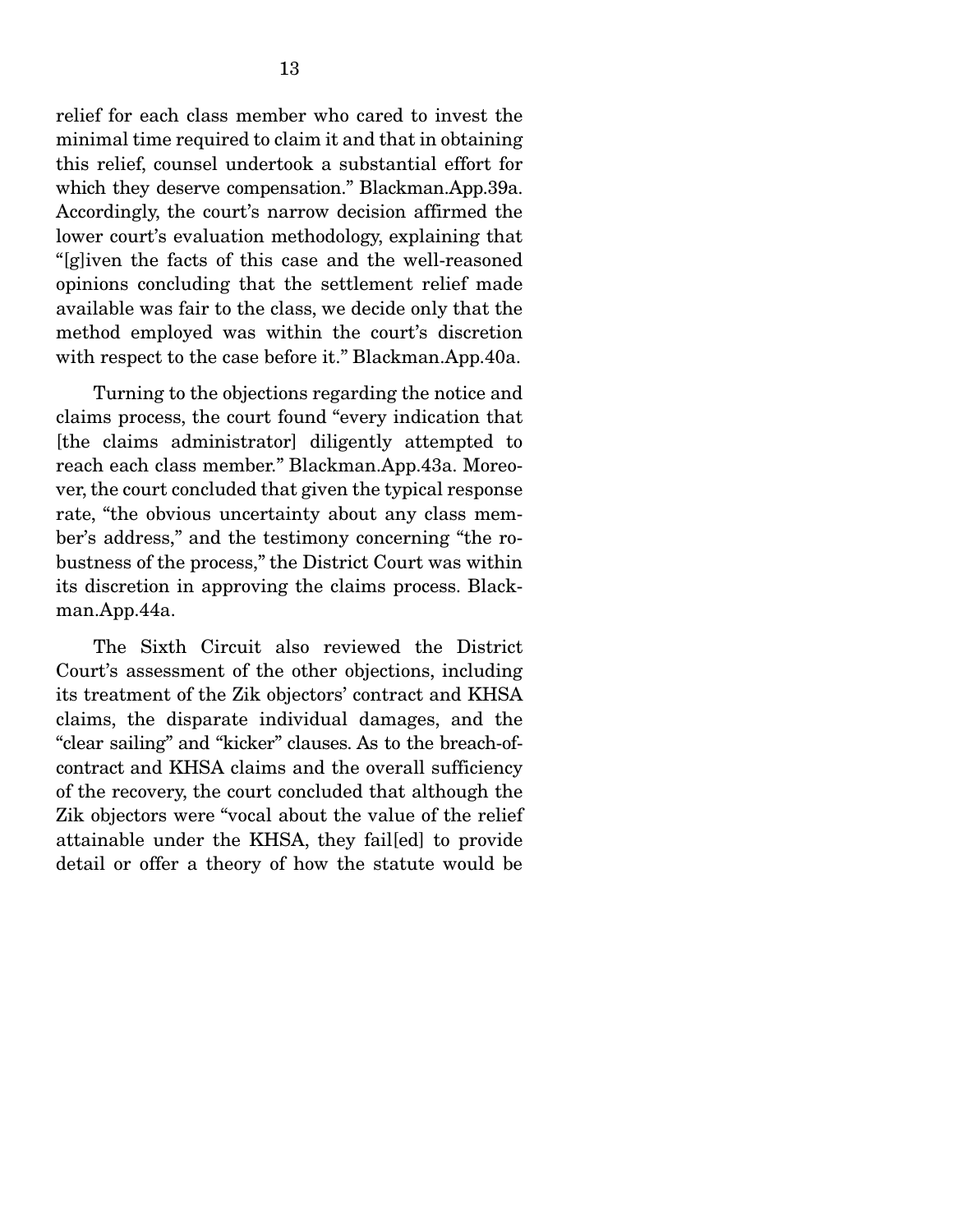relief for each class member who cared to invest the minimal time required to claim it and that in obtaining this relief, counsel undertook a substantial effort for which they deserve compensation." Blackman.App.39a. Accordingly, the court's narrow decision affirmed the lower court's evaluation methodology, explaining that "[g]iven the facts of this case and the well-reasoned opinions concluding that the settlement relief made available was fair to the class, we decide only that the method employed was within the court's discretion with respect to the case before it." Blackman.App.40a.

Turning to the objections regarding the notice and claims process, the court found "every indication that [the claims administrator] diligently attempted to reach each class member." Blackman.App.43a. Moreover, the court concluded that given the typical response rate, "the obvious uncertainty about any class member's address," and the testimony concerning "the robustness of the process," the District Court was within its discretion in approving the claims process. Blackman.App.44a.

The Sixth Circuit also reviewed the District Court's assessment of the other objections, including its treatment of the Zik objectors' contract and KHSA claims, the disparate individual damages, and the "clear sailing" and "kicker" clauses. As to the breach-of-contract and KHSA claims and the overall sufficiency of the recovery, the court concluded that although the Zik objectors were "vocal about the value of the relief attainable under the KHSA, they fail[ed] to provide detail or offer a theory of how the statute would be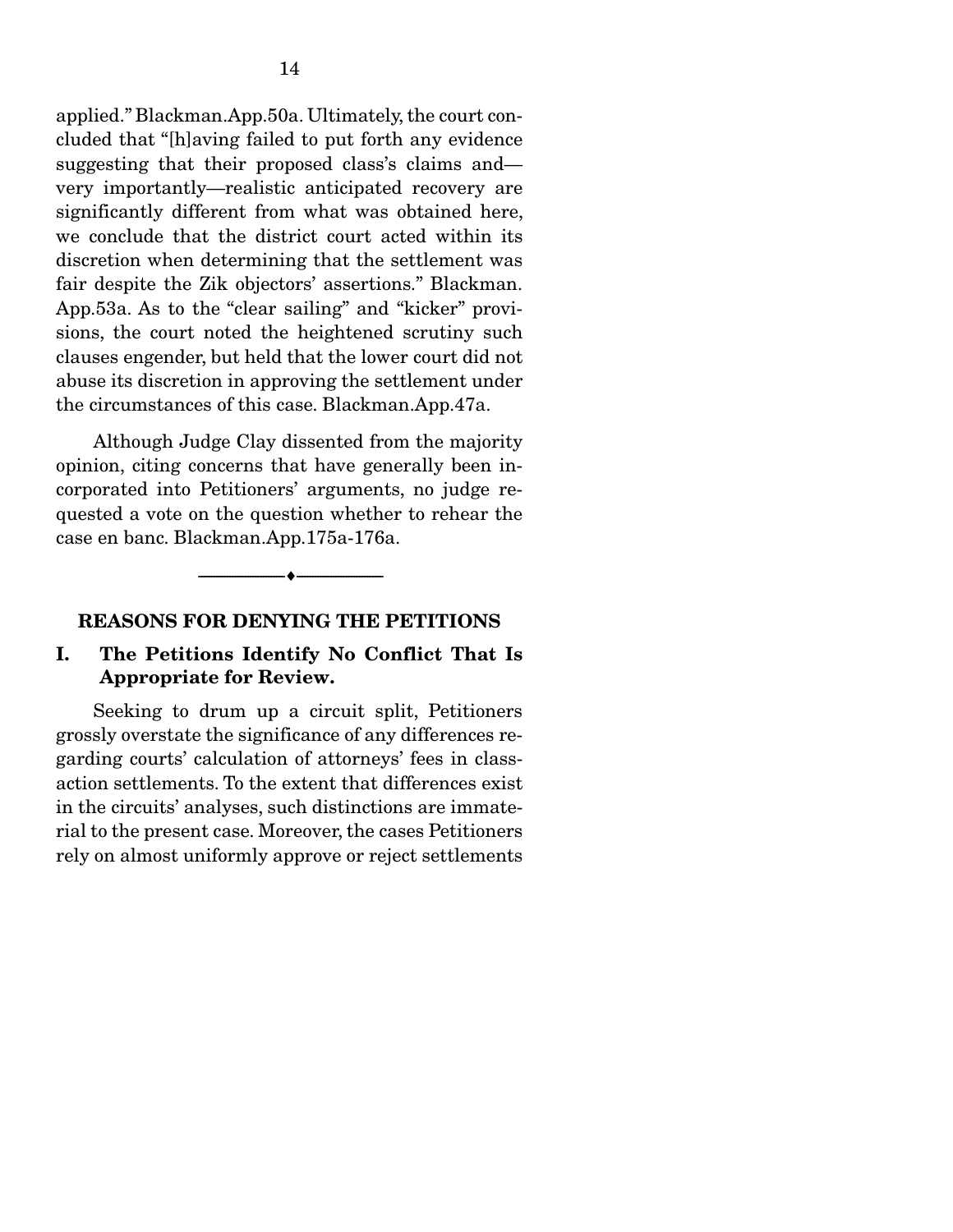applied." Blackman.App.50a. Ultimately, the court concluded that "[h]aving failed to put forth any evidence suggesting that their proposed class's claims and—very importantly—realistic anticipated recovery are significantly different from what was obtained here, we conclude that the district court acted within its discretion when determining that the settlement was fair despite the Zik objectors' assertions." Blackman. App.53a. As to the "clear sailing" and "kicker" provisions, the court noted the heightened scrutiny such clauses engender, but held that the lower court did not abuse its discretion in approving the settlement under the circumstances of this case. Blackman.App.47a.

Although Judge Clay dissented from the majority opinion, citing concerns that have generally been incorporated into Petitioners' arguments, no judge requested a vote on the question whether to rehear the case en banc. Blackman.App.175a-176a.

---

## REASONS FOR DENYING THE PETITIONS

### I. The Petitions Identify No Conflict That Is Appropriate for Review.

Seeking to drum up a circuit split, Petitioners grossly overstate the significance of any differences regarding courts' calculation of attorneys' fees in class-action settlements. To the extent that differences exist in the circuits' analyses, such distinctions are immaterial to the present case. Moreover, the cases Petitioners rely on almost uniformly approve or reject settlements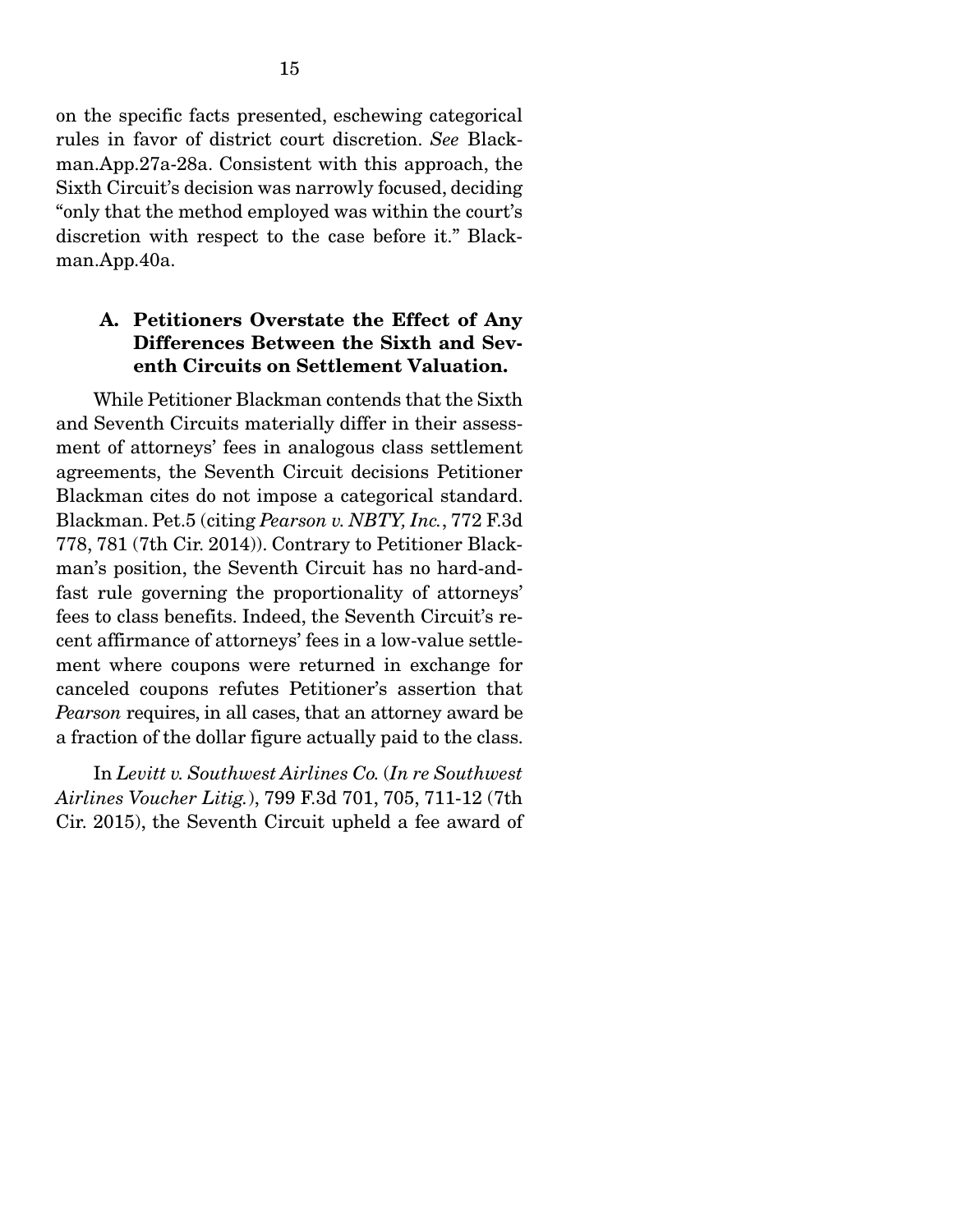on the specific facts presented, eschewing categorical rules in favor of district court discretion. *See* Blackman.App.27a-28a. Consistent with this approach, the Sixth Circuit's decision was narrowly focused, deciding "only that the method employed was within the court's discretion with respect to the case before it." Blackman.App.40a.

### A. Petitioners Overstate the Effect of Any Differences Between the Sixth and Seventh Circuits on Settlement Valuation.

While Petitioner Blackman contends that the Sixth and Seventh Circuits materially differ in their assessment of attorneys' fees in analogous class settlement agreements, the Seventh Circuit decisions Petitioner Blackman cites do not impose a categorical standard. Blackman. Pet.5 (citing *Pearson v. NBTY, Inc.*, 772 F.3d 778, 781 (7th Cir. 2014)). Contrary to Petitioner Blackman's position, the Seventh Circuit has no hard-and-fast rule governing the proportionality of attorneys' fees to class benefits. Indeed, the Seventh Circuit's recent affirmance of attorneys' fees in a low-value settlement where coupons were returned in exchange for canceled coupons refutes Petitioner's assertion that *Pearson* requires, in all cases, that an attorney award be a fraction of the dollar figure actually paid to the class.

In *Levitt v. Southwest Airlines Co.* (*In re Southwest Airlines Voucher Litig.*), 799 F.3d 701, 705, 711-12 (7th Cir. 2015), the Seventh Circuit upheld a fee award of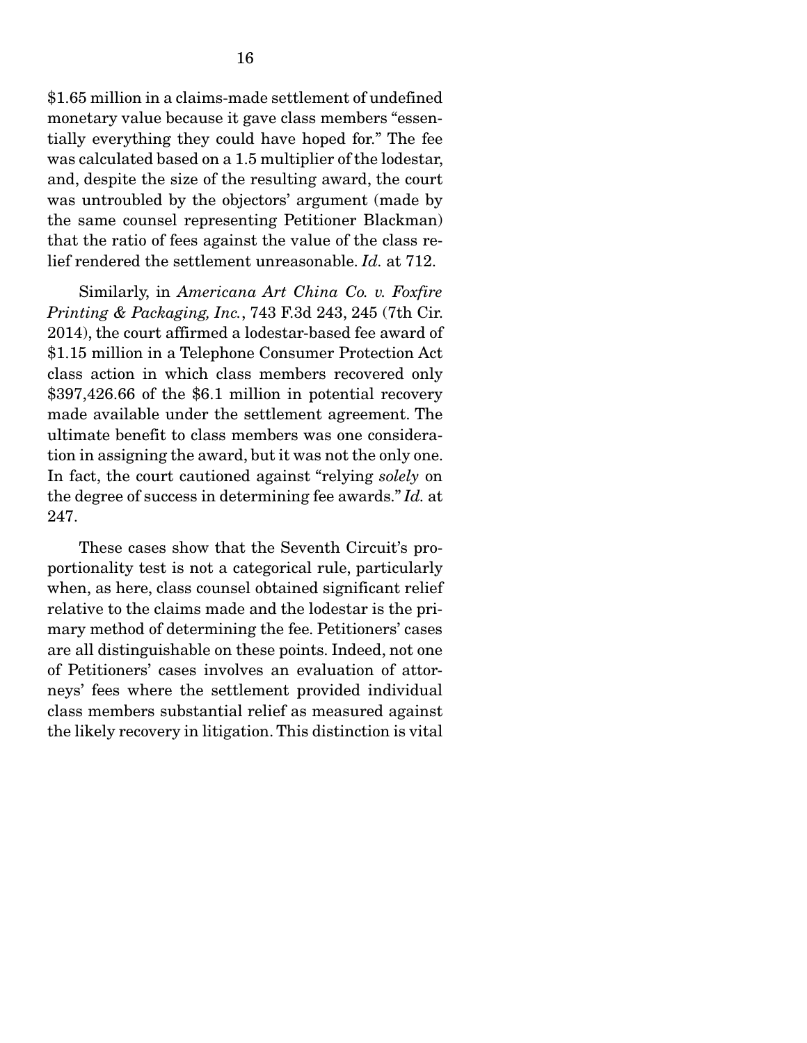$1.65 million in a claims-made settlement of undefined monetary value because it gave class members "essentially everything they could have hoped for." The fee was calculated based on a 1.5 multiplier of the lodestar, and, despite the size of the resulting award, the court was untroubled by the objectors' argument (made by the same counsel representing Petitioner Blackman) that the ratio of fees against the value of the class relief rendered the settlement unreasonable. *Id.* at 712.

Similarly, in *Americana Art China Co. v. Foxfire Printing & Packaging, Inc.*, 743 F.3d 243, 245 (7th Cir. 2014), the court affirmed a lodestar-based fee award of $1.15 million in a Telephone Consumer Protection Act class action in which class members recovered only $397,426.66 of the $6.1 million in potential recovery made available under the settlement agreement. The ultimate benefit to class members was one consideration in assigning the award, but it was not the only one. In fact, the court cautioned against "relying *solely* on the degree of success in determining fee awards." *Id.* at 247.

These cases show that the Seventh Circuit's proportionality test is not a categorical rule, particularly when, as here, class counsel obtained significant relief relative to the claims made and the lodestar is the primary method of determining the fee. Petitioners' cases are all distinguishable on these points. Indeed, not one of Petitioners' cases involves an evaluation of attorneys' fees where the settlement provided individual class members substantial relief as measured against the likely recovery in litigation. This distinction is vital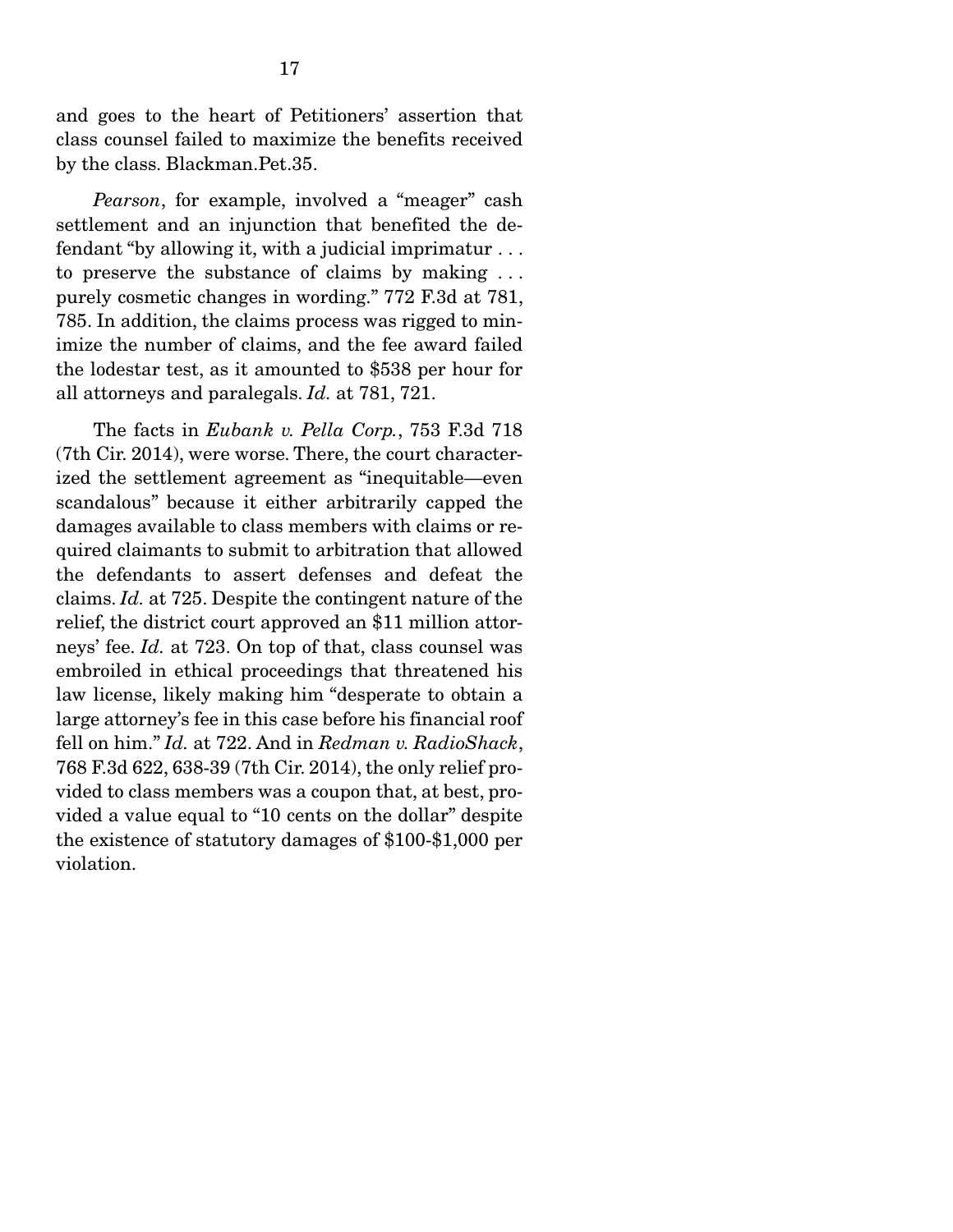and goes to the heart of Petitioners' assertion that class counsel failed to maximize the benefits received by the class. Blackman.Pet.35.

*Pearson*, for example, involved a "meager" cash settlement and an injunction that benefited the defendant "by allowing it, with a judicial imprimatur . . . to preserve the substance of claims by making . . . purely cosmetic changes in wording." 772 F.3d at 781, 785. In addition, the claims process was rigged to minimize the number of claims, and the fee award failed the lodestar test, as it amounted to $538 per hour for all attorneys and paralegals. *Id.* at 781, 721.

The facts in *Eubank v. Pella Corp.*, 753 F.3d 718 (7th Cir. 2014), were worse. There, the court characterized the settlement agreement as "inequitable—even scandalous" because it either arbitrarily capped the damages available to class members with claims or required claimants to submit to arbitration that allowed the defendants to assert defenses and defeat the claims. *Id.* at 725. Despite the contingent nature of the relief, the district court approved an $11 million attorneys' fee. *Id.* at 723. On top of that, class counsel was embroiled in ethical proceedings that threatened his law license, likely making him "desperate to obtain a large attorney's fee in this case before his financial roof fell on him." *Id.* at 722. And in *Redman v. RadioShack*, 768 F.3d 622, 638-39 (7th Cir. 2014), the only relief provided to class members was a coupon that, at best, provided a value equal to "10 cents on the dollar" despite the existence of statutory damages of $100-$1,000 per violation.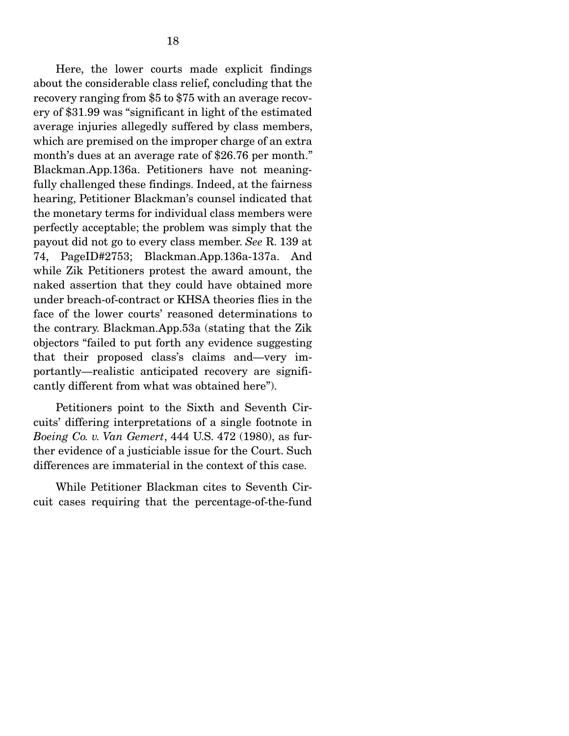Here, the lower courts made explicit findings about the considerable class relief, concluding that the recovery ranging from $5 to $75 with an average recovery of $31.99 was "significant in light of the estimated average injuries allegedly suffered by class members, which are premised on the improper charge of an extra month's dues at an average rate of $26.76 per month." Blackman.App.136a. Petitioners have not meaningfully challenged these findings. Indeed, at the fairness hearing, Petitioner Blackman's counsel indicated that the monetary terms for individual class members were perfectly acceptable; the problem was simply that the payout did not go to every class member. *See* R. 139 at 74, PageID#2753; Blackman.App.136a-137a. And while Zik Petitioners protest the award amount, the naked assertion that they could have obtained more under breach-of-contract or KHSA theories flies in the face of the lower courts' reasoned determinations to the contrary. Blackman.App.53a (stating that the Zik objectors "failed to put forth any evidence suggesting that their proposed class's claims and—very importantly—realistic anticipated recovery are significantly different from what was obtained here").

Petitioners point to the Sixth and Seventh Circuits' differing interpretations of a single footnote in *Boeing Co. v. Van Gemert*, 444 U.S. 472 (1980), as further evidence of a justiciable issue for the Court. Such differences are immaterial in the context of this case.

While Petitioner Blackman cites to Seventh Circuit cases requiring that the percentage-of-the-fund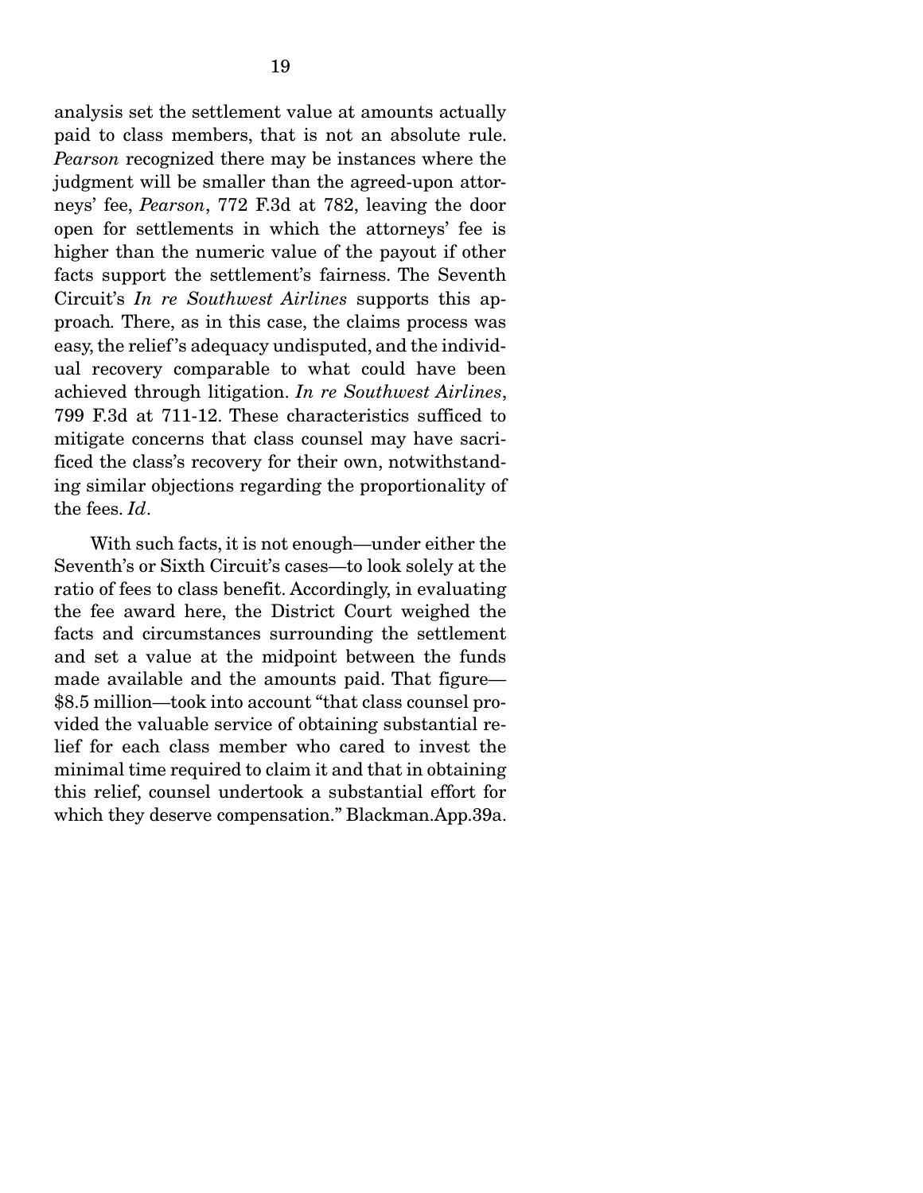analysis set the settlement value at amounts actually paid to class members, that is not an absolute rule. *Pearson* recognized there may be instances where the judgment will be smaller than the agreed-upon attorneys' fee, *Pearson*, 772 F.3d at 782, leaving the door open for settlements in which the attorneys' fee is higher than the numeric value of the payout if other facts support the settlement's fairness. The Seventh Circuit's *In re Southwest Airlines* supports this approach. There, as in this case, the claims process was easy, the relief's adequacy undisputed, and the individual recovery comparable to what could have been achieved through litigation. *In re Southwest Airlines*, 799 F.3d at 711-12. These characteristics sufficed to mitigate concerns that class counsel may have sacrificed the class's recovery for their own, notwithstanding similar objections regarding the proportionality of the fees. *Id*.

With such facts, it is not enough—under either the Seventh's or Sixth Circuit's cases—to look solely at the ratio of fees to class benefit. Accordingly, in evaluating the fee award here, the District Court weighed the facts and circumstances surrounding the settlement and set a value at the midpoint between the funds made available and the amounts paid. That figure—$8.5 million—took into account "that class counsel provided the valuable service of obtaining substantial relief for each class member who cared to invest the minimal time required to claim it and that in obtaining this relief, counsel undertook a substantial effort for which they deserve compensation." Blackman.App.39a.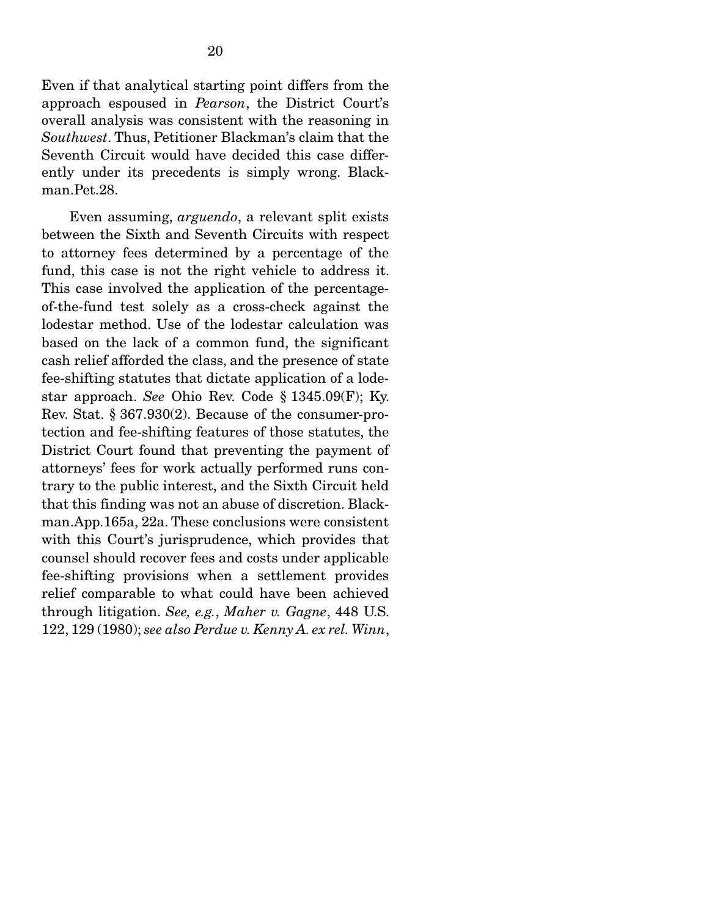Even if that analytical starting point differs from the approach espoused in *Pearson*, the District Court's overall analysis was consistent with the reasoning in *Southwest*. Thus, Petitioner Blackman's claim that the Seventh Circuit would have decided this case differently under its precedents is simply wrong. Blackman.Pet.28.

Even assuming, *arguendo*, a relevant split exists between the Sixth and Seventh Circuits with respect to attorney fees determined by a percentage of the fund, this case is not the right vehicle to address it. This case involved the application of the percentage-of-the-fund test solely as a cross-check against the lodestar method. Use of the lodestar calculation was based on the lack of a common fund, the significant cash relief afforded the class, and the presence of state fee-shifting statutes that dictate application of a lodestar approach. *See* Ohio Rev. Code § 1345.09(F); Ky. Rev. Stat. § 367.930(2). Because of the consumer-protection and fee-shifting features of those statutes, the District Court found that preventing the payment of attorneys' fees for work actually performed runs contrary to the public interest, and the Sixth Circuit held that this finding was not an abuse of discretion. Blackman.App.165a, 22a. These conclusions were consistent with this Court's jurisprudence, which provides that counsel should recover fees and costs under applicable fee-shifting provisions when a settlement provides relief comparable to what could have been achieved through litigation. *See, e.g.*, *Maher v. Gagne*, 448 U.S. 122, 129 (1980); *see also Perdue v. Kenny A. ex rel. Winn*,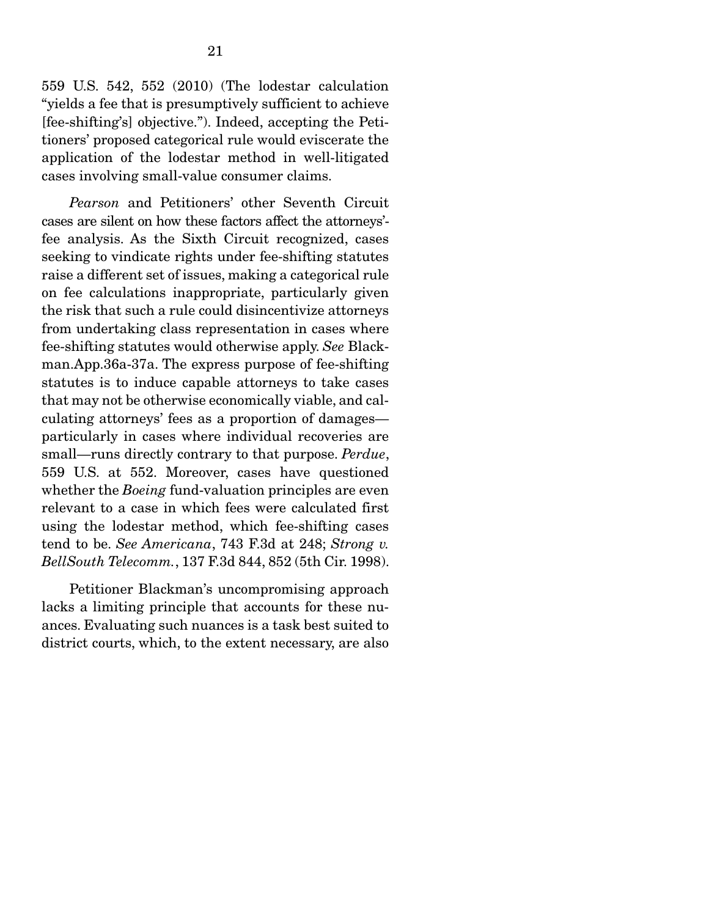559 U.S. 542, 552 (2010) (The lodestar calculation "yields a fee that is presumptively sufficient to achieve [fee-shifting's] objective."). Indeed, accepting the Petitioners' proposed categorical rule would eviscerate the application of the lodestar method in well-litigated cases involving small-value consumer claims.

*Pearson* and Petitioners' other Seventh Circuit cases are silent on how these factors affect the attorneys'-fee analysis. As the Sixth Circuit recognized, cases seeking to vindicate rights under fee-shifting statutes raise a different set of issues, making a categorical rule on fee calculations inappropriate, particularly given the risk that such a rule could disincentivize attorneys from undertaking class representation in cases where fee-shifting statutes would otherwise apply. *See* Blackman.App.36a-37a. The express purpose of fee-shifting statutes is to induce capable attorneys to take cases that may not be otherwise economically viable, and calculating attorneys' fees as a proportion of damages—particularly in cases where individual recoveries are small—runs directly contrary to that purpose. *Perdue*, 559 U.S. at 552. Moreover, cases have questioned whether the *Boeing* fund-valuation principles are even relevant to a case in which fees were calculated first using the lodestar method, which fee-shifting cases tend to be. *See Americana*, 743 F.3d at 248; *Strong v. BellSouth Telecomm.*, 137 F.3d 844, 852 (5th Cir. 1998).

Petitioner Blackman's uncompromising approach lacks a limiting principle that accounts for these nuances. Evaluating such nuances is a task best suited to district courts, which, to the extent necessary, are also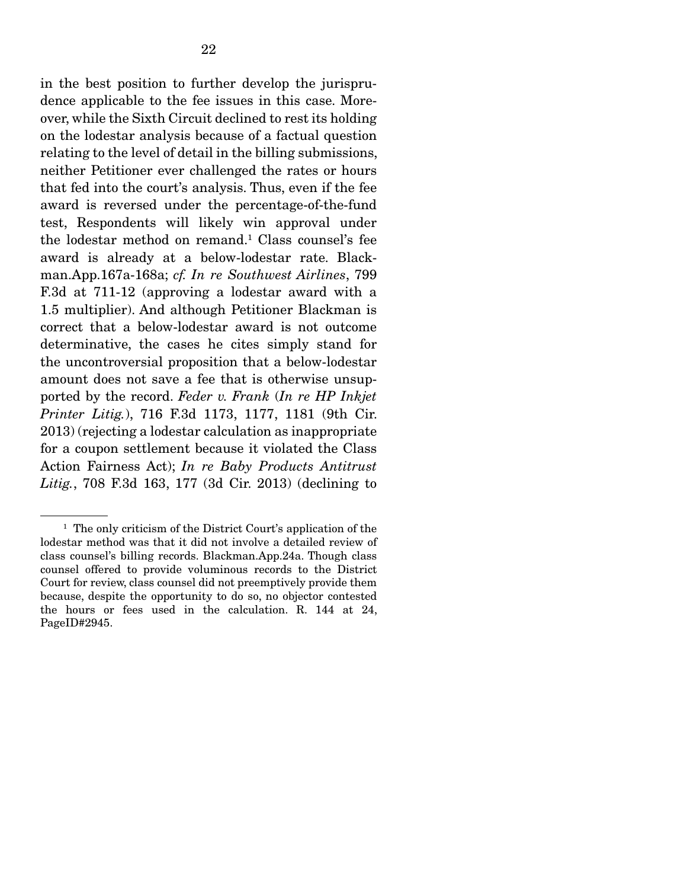in the best position to further develop the jurisprudence applicable to the fee issues in this case. Moreover, while the Sixth Circuit declined to rest its holding on the lodestar analysis because of a factual question relating to the level of detail in the billing submissions, neither Petitioner ever challenged the rates or hours that fed into the court's analysis. Thus, even if the fee award is reversed under the percentage-of-the-fund test, Respondents will likely win approval under the lodestar method on remand.[1] Class counsel's fee award is already at a below-lodestar rate. Blackman.App.167a-168a; *cf. In re Southwest Airlines*, 799 F.3d at 711-12 (approving a lodestar award with a 1.5 multiplier). And although Petitioner Blackman is correct that a below-lodestar award is not outcome determinative, the cases he cites simply stand for the uncontroversial proposition that a below-lodestar amount does not save a fee that is otherwise unsupported by the record. *Feder v. Frank* (*In re HP Inkjet Printer Litig.*), 716 F.3d 1173, 1177, 1181 (9th Cir. 2013) (rejecting a lodestar calculation as inappropriate for a coupon settlement because it violated the Class Action Fairness Act); *In re Baby Products Antitrust Litig.*, 708 F.3d 163, 177 (3d Cir. 2013) (declining to

---

[1] The only criticism of the District Court's application of the lodestar method was that it did not involve a detailed review of class counsel's billing records. Blackman.App.24a. Though class counsel offered to provide voluminous records to the District Court for review, class counsel did not preemptively provide them because, despite the opportunity to do so, no objector contested the hours or fees used in the calculation. R. 144 at 24, PageID#2945.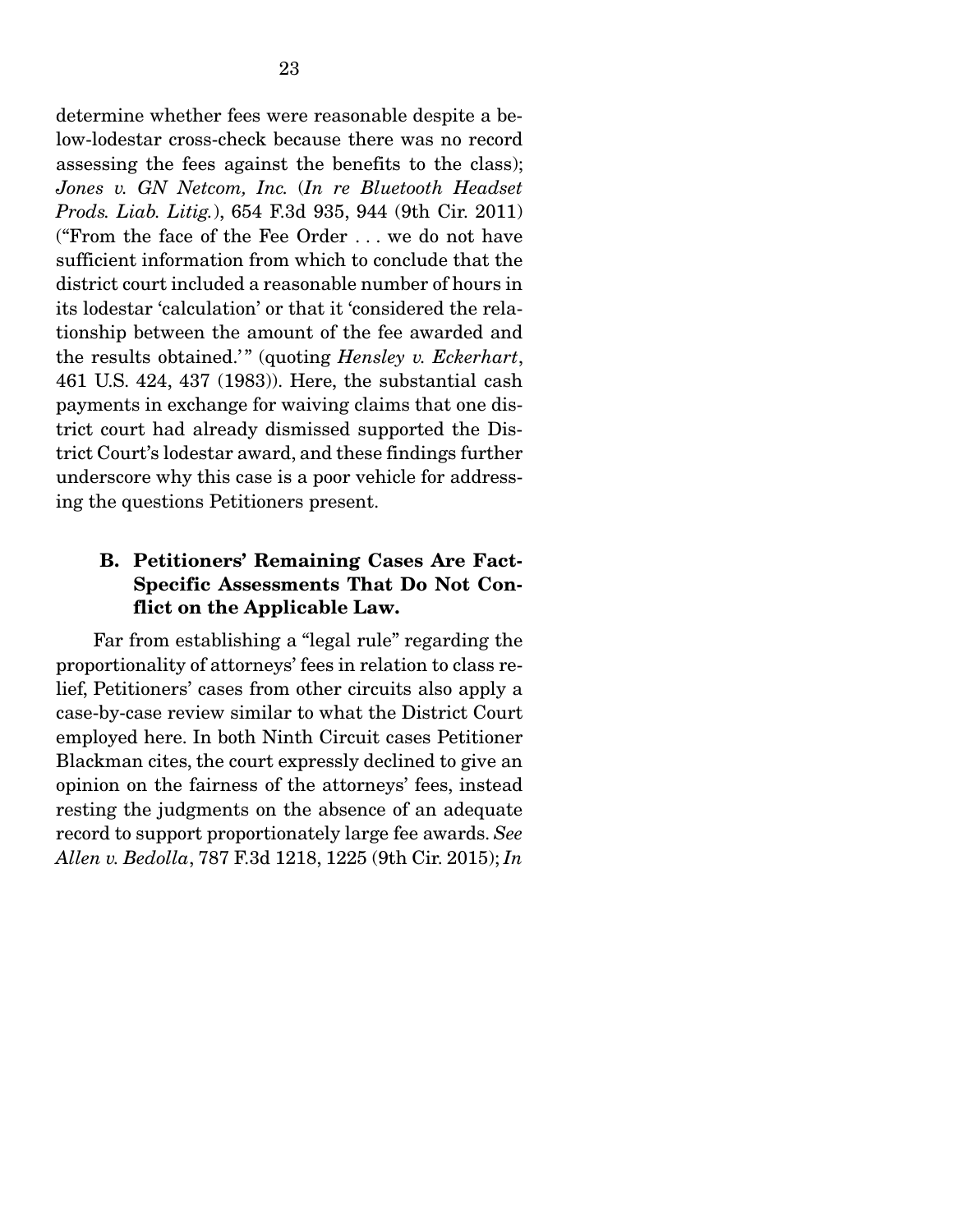determine whether fees were reasonable despite a below-lodestar cross-check because there was no record assessing the fees against the benefits to the class); *Jones v. GN Netcom, Inc.* (*In re Bluetooth Headset Prods. Liab. Litig.*), 654 F.3d 935, 944 (9th Cir. 2011) ("From the face of the Fee Order . . . we do not have sufficient information from which to conclude that the district court included a reasonable number of hours in its lodestar 'calculation' or that it 'considered the relationship between the amount of the fee awarded and the results obtained.'" (quoting *Hensley v. Eckerhart*, 461 U.S. 424, 437 (1983)). Here, the substantial cash payments in exchange for waiving claims that one district court had already dismissed supported the District Court's lodestar award, and these findings further underscore why this case is a poor vehicle for addressing the questions Petitioners present.

### B. Petitioners' Remaining Cases Are Fact-Specific Assessments That Do Not Conflict on the Applicable Law.

Far from establishing a "legal rule" regarding the proportionality of attorneys' fees in relation to class relief, Petitioners' cases from other circuits also apply a case-by-case review similar to what the District Court employed here. In both Ninth Circuit cases Petitioner Blackman cites, the court expressly declined to give an opinion on the fairness of the attorneys' fees, instead resting the judgments on the absence of an adequate record to support proportionately large fee awards. *See Allen v. Bedolla*, 787 F.3d 1218, 1225 (9th Cir. 2015); *In*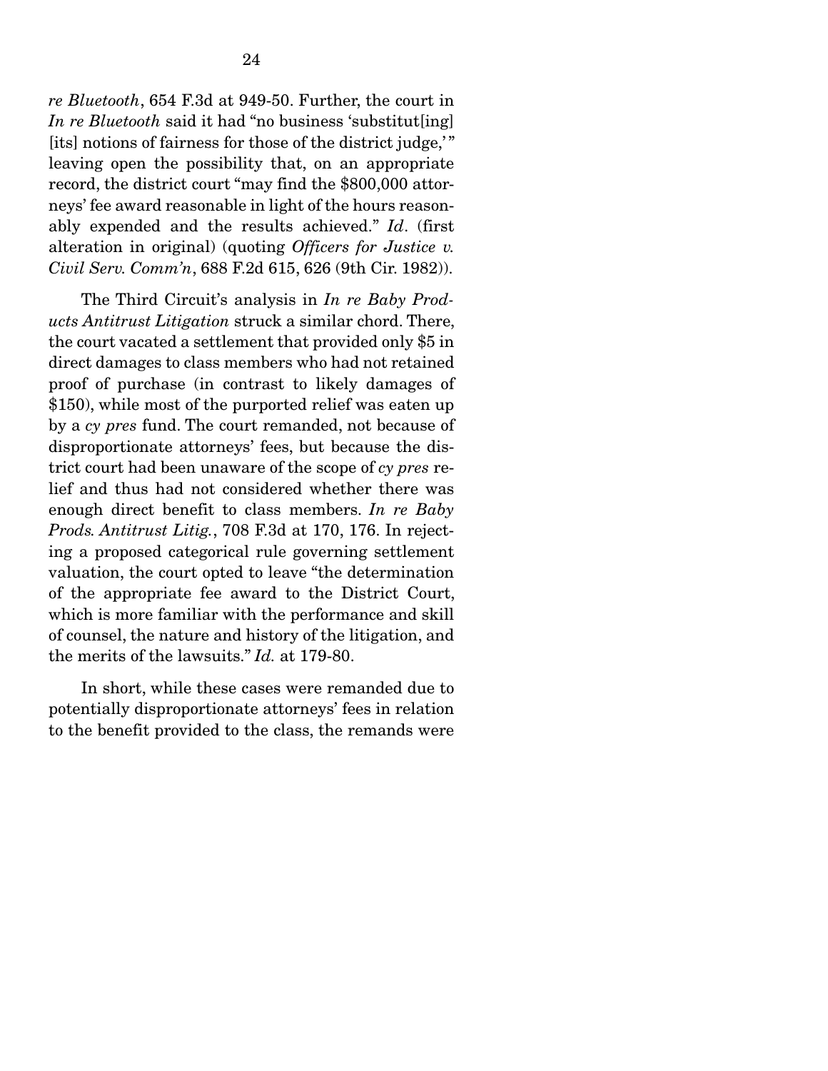*re Bluetooth*, 654 F.3d at 949-50. Further, the court in *In re Bluetooth* said it had "no business 'substitut[ing] [its] notions of fairness for those of the district judge,'" leaving open the possibility that, on an appropriate record, the district court "may find the $800,000 attorneys' fee award reasonable in light of the hours reasonably expended and the results achieved." *Id*. (first alteration in original) (quoting *Officers for Justice v. Civil Serv. Comm'n*, 688 F.2d 615, 626 (9th Cir. 1982)).

The Third Circuit's analysis in *In re Baby Products Antitrust Litigation* struck a similar chord. There, the court vacated a settlement that provided only $5 in direct damages to class members who had not retained proof of purchase (in contrast to likely damages of $150), while most of the purported relief was eaten up by a *cy pres* fund. The court remanded, not because of disproportionate attorneys' fees, but because the district court had been unaware of the scope of *cy pres* relief and thus had not considered whether there was enough direct benefit to class members. *In re Baby Prods. Antitrust Litig.*, 708 F.3d at 170, 176. In rejecting a proposed categorical rule governing settlement valuation, the court opted to leave "the determination of the appropriate fee award to the District Court, which is more familiar with the performance and skill of counsel, the nature and history of the litigation, and the merits of the lawsuits." *Id.* at 179-80.

In short, while these cases were remanded due to potentially disproportionate attorneys' fees in relation to the benefit provided to the class, the remands were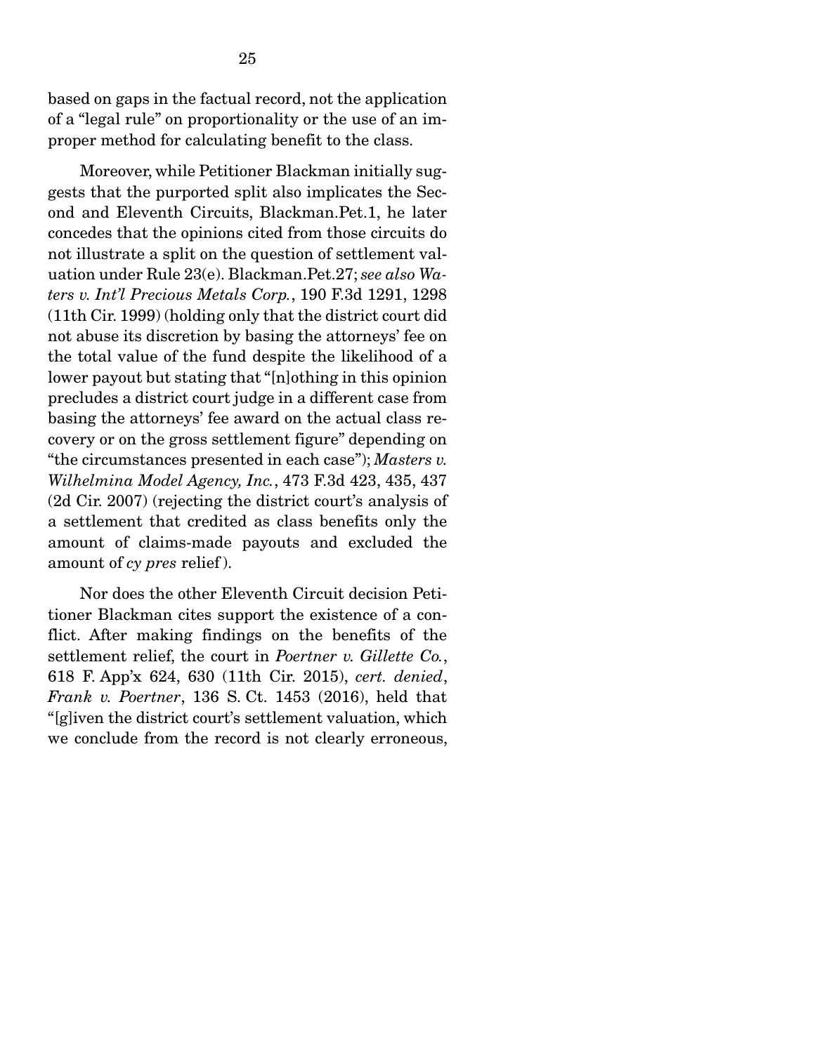based on gaps in the factual record, not the application of a "legal rule" on proportionality or the use of an improper method for calculating benefit to the class.

Moreover, while Petitioner Blackman initially suggests that the purported split also implicates the Second and Eleventh Circuits, Blackman.Pet.1, he later concedes that the opinions cited from those circuits do not illustrate a split on the question of settlement valuation under Rule 23(e). Blackman.Pet.27; *see also Waters v. Int'l Precious Metals Corp.*, 190 F.3d 1291, 1298 (11th Cir. 1999) (holding only that the district court did not abuse its discretion by basing the attorneys' fee on the total value of the fund despite the likelihood of a lower payout but stating that "[n]othing in this opinion precludes a district court judge in a different case from basing the attorneys' fee award on the actual class recovery or on the gross settlement figure" depending on "the circumstances presented in each case"); *Masters v. Wilhelmina Model Agency, Inc.*, 473 F.3d 423, 435, 437 (2d Cir. 2007) (rejecting the district court's analysis of a settlement that credited as class benefits only the amount of claims-made payouts and excluded the amount of *cy pres* relief).

Nor does the other Eleventh Circuit decision Petitioner Blackman cites support the existence of a conflict. After making findings on the benefits of the settlement relief, the court in *Poertner v. Gillette Co.*, 618 F. App'x 624, 630 (11th Cir. 2015), *cert. denied*, *Frank v. Poertner*, 136 S. Ct. 1453 (2016), held that "[g]iven the district court's settlement valuation, which we conclude from the record is not clearly erroneous,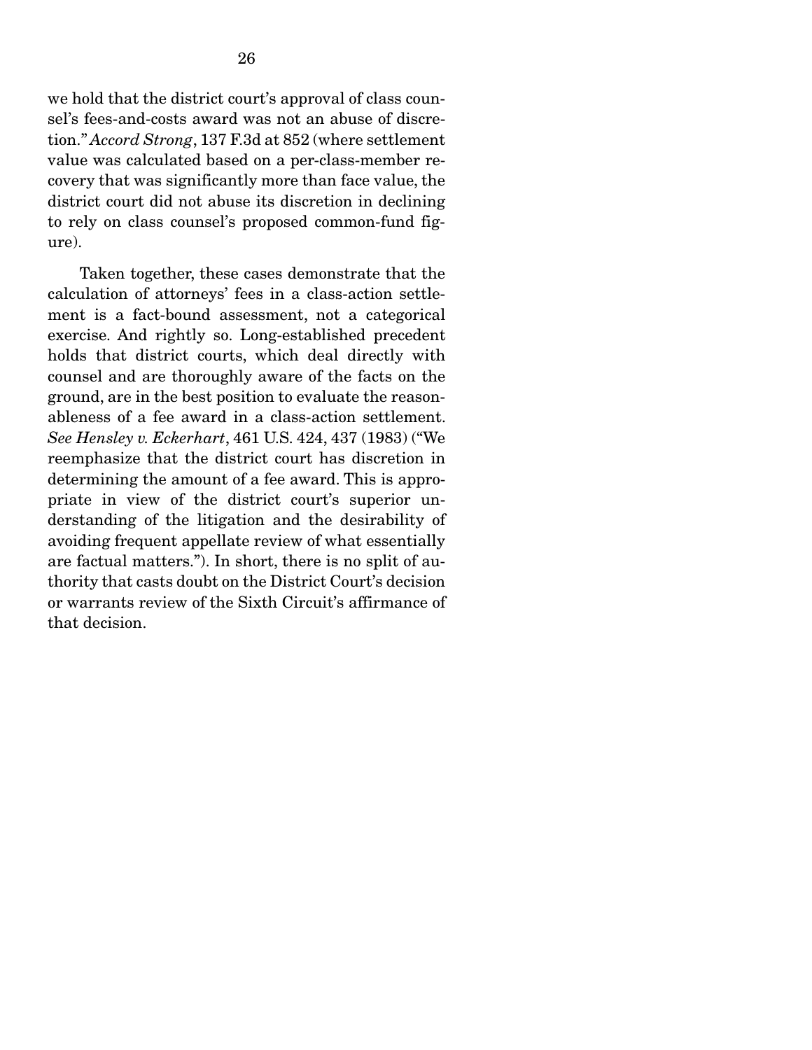we hold that the district court's approval of class counsel's fees-and-costs award was not an abuse of discretion." *Accord Strong*, 137 F.3d at 852 (where settlement value was calculated based on a per-class-member recovery that was significantly more than face value, the district court did not abuse its discretion in declining to rely on class counsel's proposed common-fund figure).

Taken together, these cases demonstrate that the calculation of attorneys' fees in a class-action settlement is a fact-bound assessment, not a categorical exercise. And rightly so. Long-established precedent holds that district courts, which deal directly with counsel and are thoroughly aware of the facts on the ground, are in the best position to evaluate the reasonableness of a fee award in a class-action settlement. *See Hensley v. Eckerhart*, 461 U.S. 424, 437 (1983) ("We reemphasize that the district court has discretion in determining the amount of a fee award. This is appropriate in view of the district court's superior understanding of the litigation and the desirability of avoiding frequent appellate review of what essentially are factual matters."). In short, there is no split of authority that casts doubt on the District Court's decision or warrants review of the Sixth Circuit's affirmance of that decision.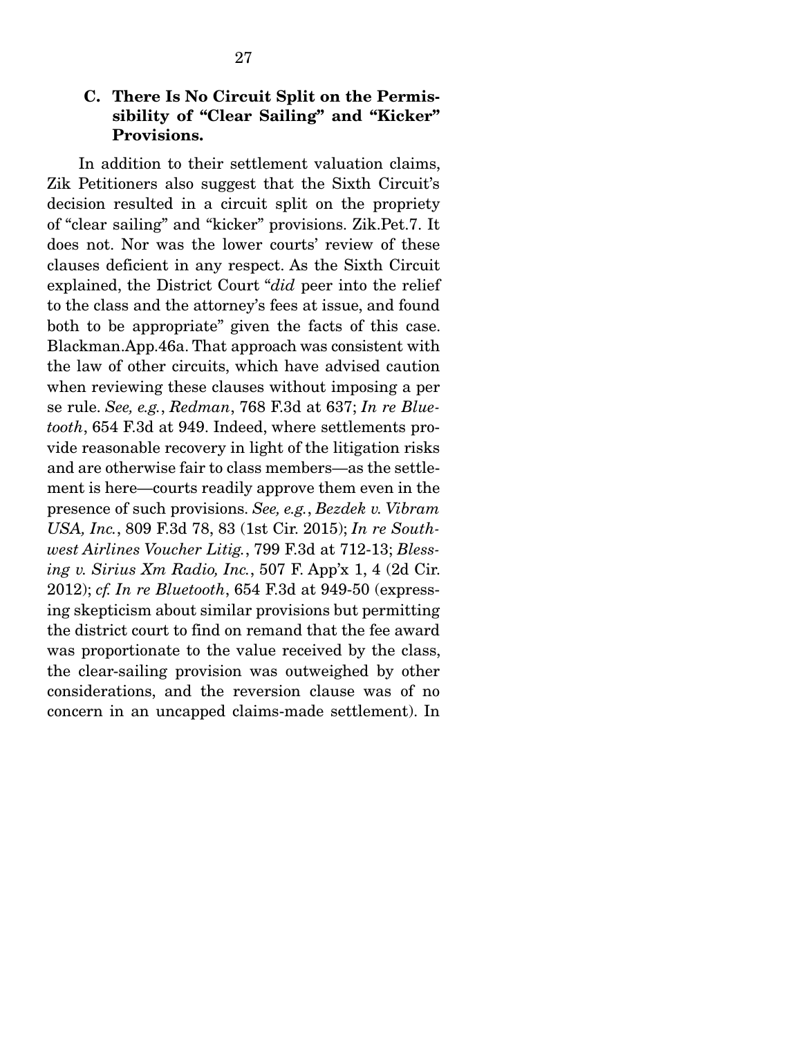### C. There Is No Circuit Split on the Permissibility of "Clear Sailing" and "Kicker" Provisions.

In addition to their settlement valuation claims, Zik Petitioners also suggest that the Sixth Circuit's decision resulted in a circuit split on the propriety of "clear sailing" and "kicker" provisions. Zik.Pet.7. It does not. Nor was the lower courts' review of these clauses deficient in any respect. As the Sixth Circuit explained, the District Court "*did* peer into the relief to the class and the attorney's fees at issue, and found both to be appropriate" given the facts of this case. Blackman.App.46a. That approach was consistent with the law of other circuits, which have advised caution when reviewing these clauses without imposing a per se rule. *See, e.g.*, *Redman*, 768 F.3d at 637; *In re Bluetooth*, 654 F.3d at 949. Indeed, where settlements provide reasonable recovery in light of the litigation risks and are otherwise fair to class members—as the settlement is here—courts readily approve them even in the presence of such provisions. *See, e.g.*, *Bezdek v. Vibram USA, Inc.*, 809 F.3d 78, 83 (1st Cir. 2015); *In re Southwest Airlines Voucher Litig.*, 799 F.3d at 712-13; *Blessing v. Sirius Xm Radio, Inc.*, 507 F. App'x 1, 4 (2d Cir. 2012); *cf. In re Bluetooth*, 654 F.3d at 949-50 (expressing skepticism about similar provisions but permitting the district court to find on remand that the fee award was proportionate to the value received by the class, the clear-sailing provision was outweighed by other considerations, and the reversion clause was of no concern in an uncapped claims-made settlement). In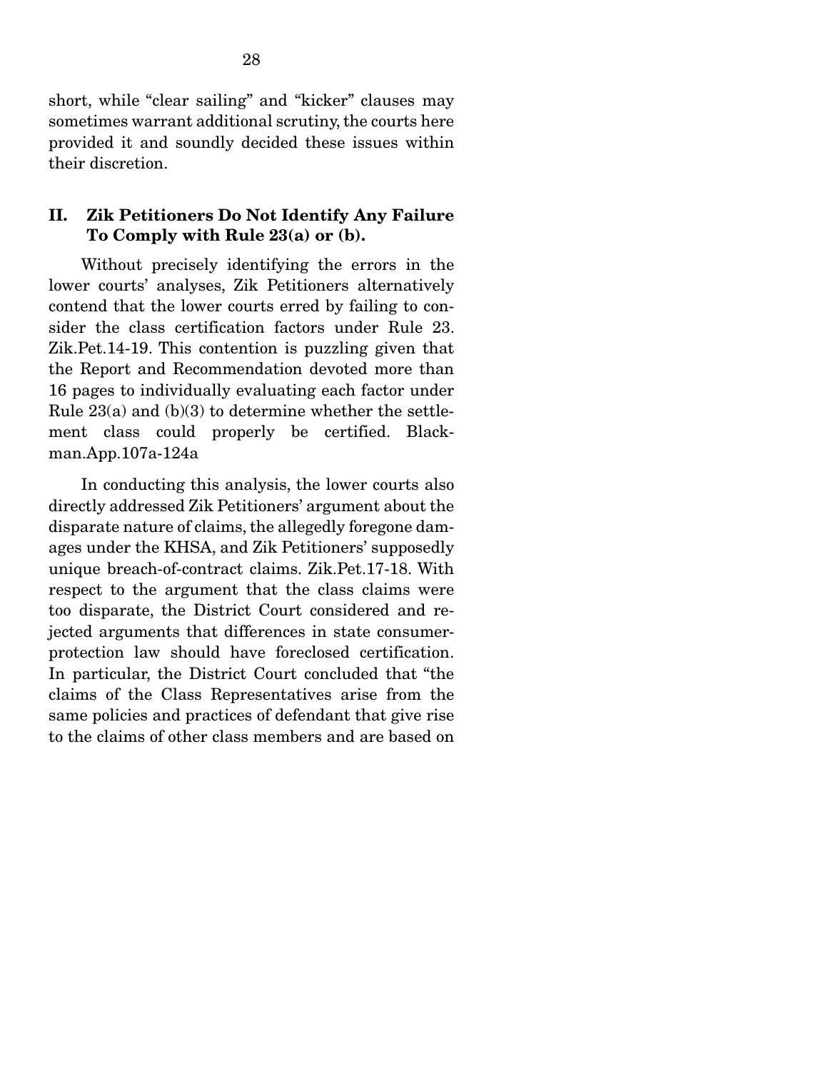short, while "clear sailing" and "kicker" clauses may sometimes warrant additional scrutiny, the courts here provided it and soundly decided these issues within their discretion.

## II. Zik Petitioners Do Not Identify Any Failure To Comply with Rule 23(a) or (b).

Without precisely identifying the errors in the lower courts' analyses, Zik Petitioners alternatively contend that the lower courts erred by failing to consider the class certification factors under Rule 23. Zik.Pet.14-19. This contention is puzzling given that the Report and Recommendation devoted more than 16 pages to individually evaluating each factor under Rule 23(a) and (b)(3) to determine whether the settlement class could properly be certified. Blackman.App.107a-124a

In conducting this analysis, the lower courts also directly addressed Zik Petitioners' argument about the disparate nature of claims, the allegedly foregone damages under the KHSA, and Zik Petitioners' supposedly unique breach-of-contract claims. Zik.Pet.17-18. With respect to the argument that the class claims were too disparate, the District Court considered and rejected arguments that differences in state consumer-protection law should have foreclosed certification. In particular, the District Court concluded that "the claims of the Class Representatives arise from the same policies and practices of defendant that give rise to the claims of other class members and are based on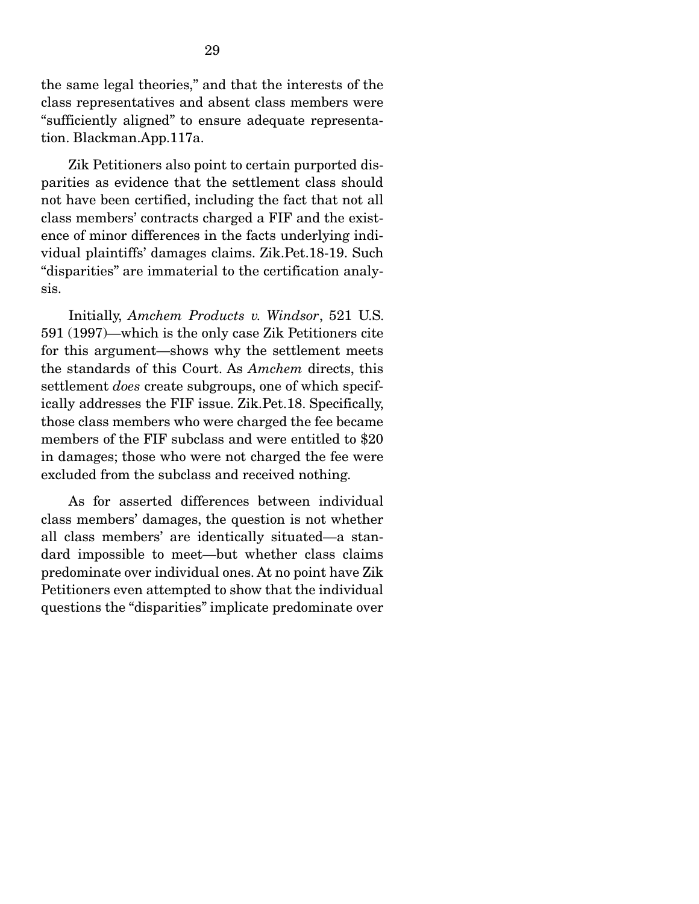the same legal theories," and that the interests of the class representatives and absent class members were "sufficiently aligned" to ensure adequate representation. Blackman.App.117a.

Zik Petitioners also point to certain purported disparities as evidence that the settlement class should not have been certified, including the fact that not all class members' contracts charged a FIF and the existence of minor differences in the facts underlying individual plaintiffs' damages claims. Zik.Pet.18-19. Such "disparities" are immaterial to the certification analysis.

Initially, *Amchem Products v. Windsor*, 521 U.S. 591 (1997)—which is the only case Zik Petitioners cite for this argument—shows why the settlement meets the standards of this Court. As *Amchem* directs, this settlement *does* create subgroups, one of which specifically addresses the FIF issue. Zik.Pet.18. Specifically, those class members who were charged the fee became members of the FIF subclass and were entitled to $20 in damages; those who were not charged the fee were excluded from the subclass and received nothing.

As for asserted differences between individual class members' damages, the question is not whether all class members' are identically situated—a standard impossible to meet—but whether class claims predominate over individual ones. At no point have Zik Petitioners even attempted to show that the individual questions the "disparities" implicate predominate over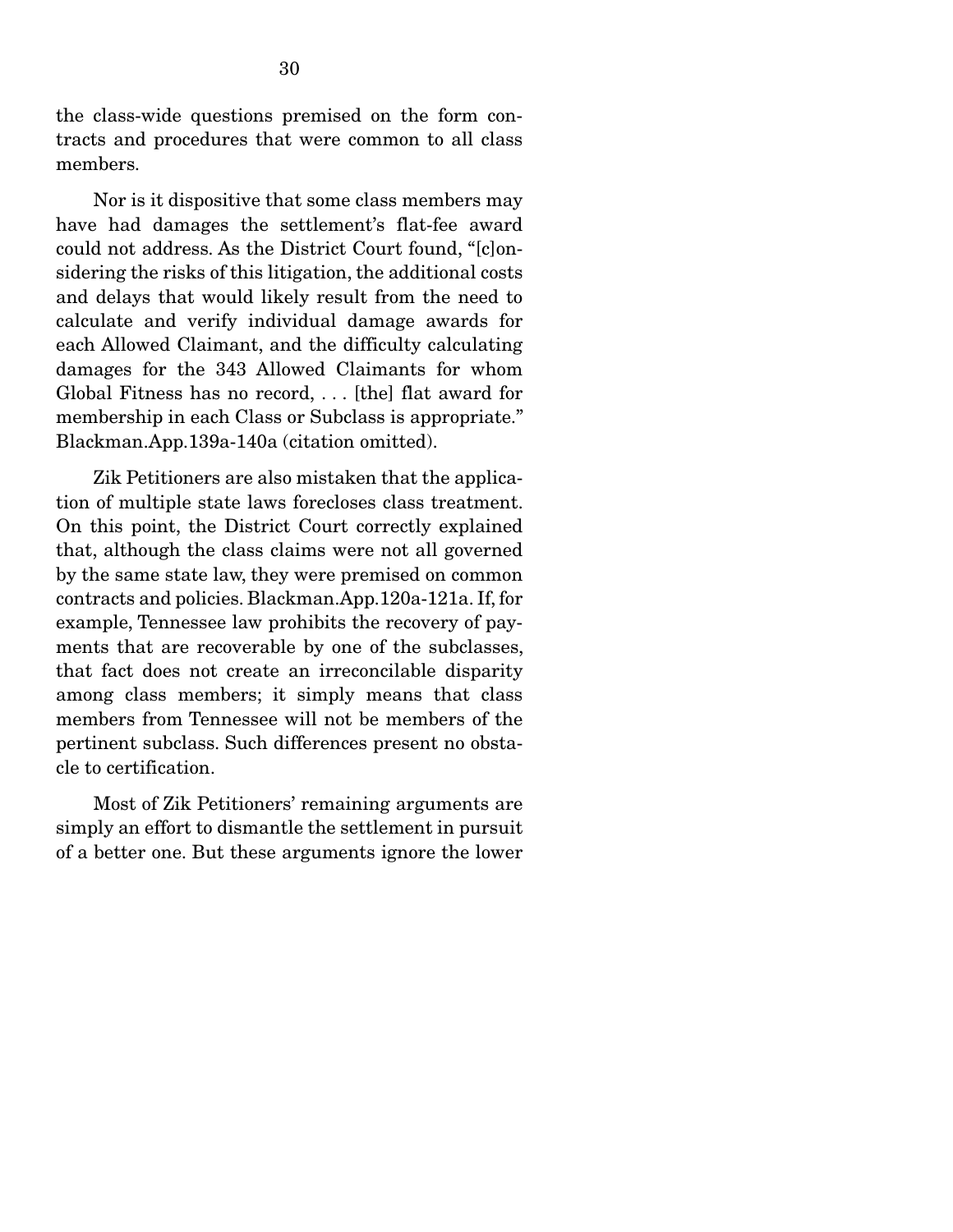the class-wide questions premised on the form contracts and procedures that were common to all class members.

Nor is it dispositive that some class members may have had damages the settlement's flat-fee award could not address. As the District Court found, "[c]onsidering the risks of this litigation, the additional costs and delays that would likely result from the need to calculate and verify individual damage awards for each Allowed Claimant, and the difficulty calculating damages for the 343 Allowed Claimants for whom Global Fitness has no record, . . . [the] flat award for membership in each Class or Subclass is appropriate." Blackman.App.139a-140a (citation omitted).

Zik Petitioners are also mistaken that the application of multiple state laws forecloses class treatment. On this point, the District Court correctly explained that, although the class claims were not all governed by the same state law, they were premised on common contracts and policies. Blackman.App.120a-121a. If, for example, Tennessee law prohibits the recovery of payments that are recoverable by one of the subclasses, that fact does not create an irreconcilable disparity among class members; it simply means that class members from Tennessee will not be members of the pertinent subclass. Such differences present no obstacle to certification.

Most of Zik Petitioners' remaining arguments are simply an effort to dismantle the settlement in pursuit of a better one. But these arguments ignore the lower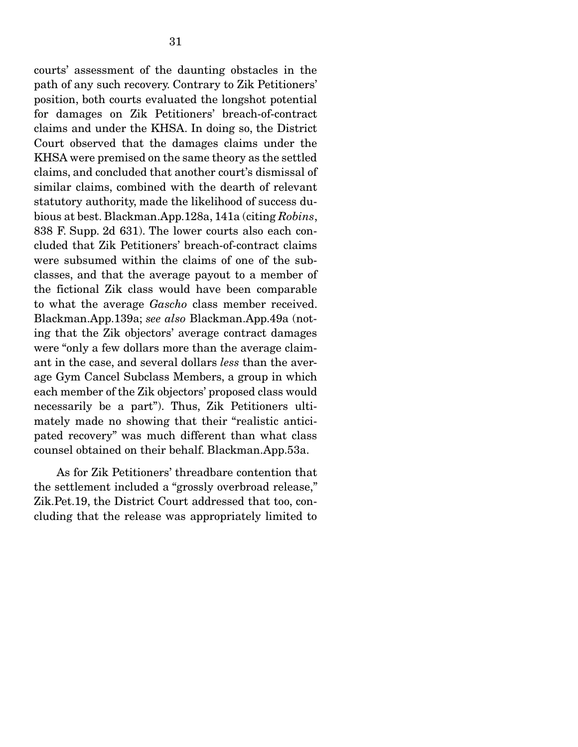courts' assessment of the daunting obstacles in the path of any such recovery. Contrary to Zik Petitioners' position, both courts evaluated the longshot potential for damages on Zik Petitioners' breach-of-contract claims and under the KHSA. In doing so, the District Court observed that the damages claims under the KHSA were premised on the same theory as the settled claims, and concluded that another court's dismissal of similar claims, combined with the dearth of relevant statutory authority, made the likelihood of success dubious at best. Blackman.App.128a, 141a (citing *Robins*, 838 F. Supp. 2d 631). The lower courts also each concluded that Zik Petitioners' breach-of-contract claims were subsumed within the claims of one of the subclasses, and that the average payout to a member of the fictional Zik class would have been comparable to what the average *Gascho* class member received. Blackman.App.139a; *see also* Blackman.App.49a (noting that the Zik objectors' average contract damages were "only a few dollars more than the average claimant in the case, and several dollars *less* than the average Gym Cancel Subclass Members, a group in which each member of the Zik objectors' proposed class would necessarily be a part"). Thus, Zik Petitioners ultimately made no showing that their "realistic anticipated recovery" was much different than what class counsel obtained on their behalf. Blackman.App.53a.

As for Zik Petitioners' threadbare contention that the settlement included a "grossly overbroad release," Zik.Pet.19, the District Court addressed that too, concluding that the release was appropriately limited to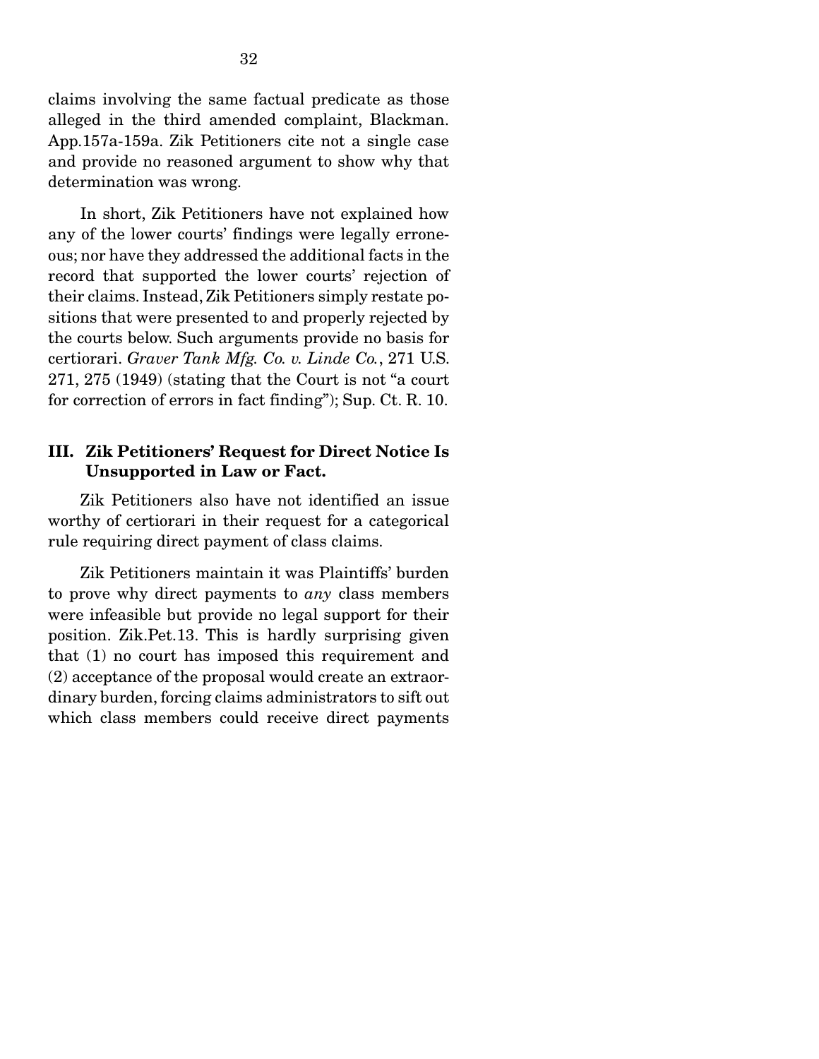claims involving the same factual predicate as those alleged in the third amended complaint, Blackman. App.157a-159a. Zik Petitioners cite not a single case and provide no reasoned argument to show why that determination was wrong.

In short, Zik Petitioners have not explained how any of the lower courts' findings were legally erroneous; nor have they addressed the additional facts in the record that supported the lower courts' rejection of their claims. Instead, Zik Petitioners simply restate positions that were presented to and properly rejected by the courts below. Such arguments provide no basis for certiorari. *Graver Tank Mfg. Co. v. Linde Co.*, 271 U.S. 271, 275 (1949) (stating that the Court is not "a court for correction of errors in fact finding"); Sup. Ct. R. 10.

### III. Zik Petitioners' Request for Direct Notice Is Unsupported in Law or Fact.

Zik Petitioners also have not identified an issue worthy of certiorari in their request for a categorical rule requiring direct payment of class claims.

Zik Petitioners maintain it was Plaintiffs' burden to prove why direct payments to *any* class members were infeasible but provide no legal support for their position. Zik.Pet.13. This is hardly surprising given that (1) no court has imposed this requirement and (2) acceptance of the proposal would create an extraordinary burden, forcing claims administrators to sift out which class members could receive direct payments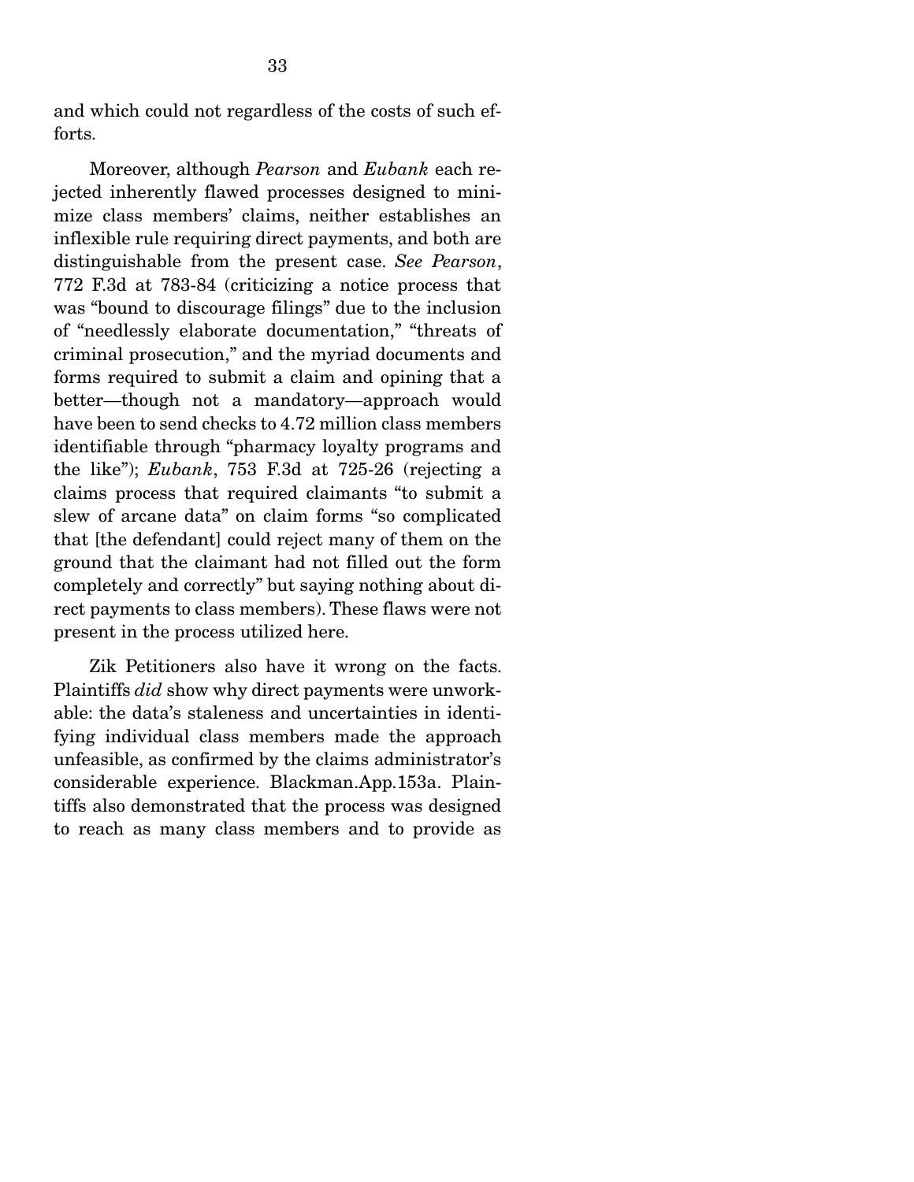and which could not regardless of the costs of such efforts.

Moreover, although *Pearson* and *Eubank* each rejected inherently flawed processes designed to minimize class members' claims, neither establishes an inflexible rule requiring direct payments, and both are distinguishable from the present case. *See Pearson*, 772 F.3d at 783-84 (criticizing a notice process that was "bound to discourage filings" due to the inclusion of "needlessly elaborate documentation," "threats of criminal prosecution," and the myriad documents and forms required to submit a claim and opining that a better—though not a mandatory—approach would have been to send checks to 4.72 million class members identifiable through "pharmacy loyalty programs and the like"); *Eubank*, 753 F.3d at 725-26 (rejecting a claims process that required claimants "to submit a slew of arcane data" on claim forms "so complicated that [the defendant] could reject many of them on the ground that the claimant had not filled out the form completely and correctly" but saying nothing about direct payments to class members). These flaws were not present in the process utilized here.

Zik Petitioners also have it wrong on the facts. Plaintiffs *did* show why direct payments were unworkable: the data's staleness and uncertainties in identifying individual class members made the approach unfeasible, as confirmed by the claims administrator's considerable experience. Blackman.App.153a. Plaintiffs also demonstrated that the process was designed to reach as many class members and to provide as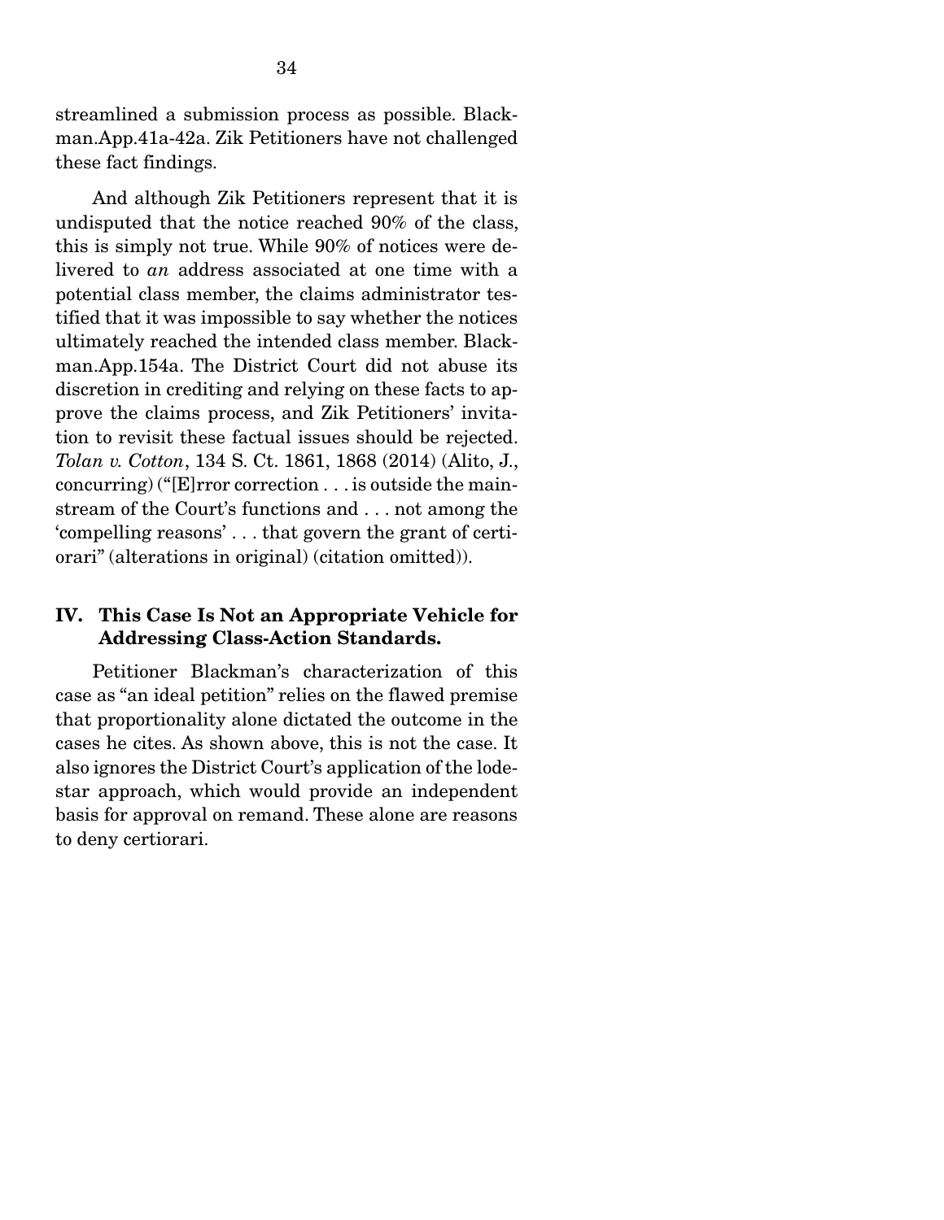streamlined a submission process as possible. Blackman.App.41a-42a. Zik Petitioners have not challenged these fact findings.

And although Zik Petitioners represent that it is undisputed that the notice reached 90% of the class, this is simply not true. While 90% of notices were delivered to *an* address associated at one time with a potential class member, the claims administrator testified that it was impossible to say whether the notices ultimately reached the intended class member. Blackman.App.154a. The District Court did not abuse its discretion in crediting and relying on these facts to approve the claims process, and Zik Petitioners' invitation to revisit these factual issues should be rejected. *Tolan v. Cotton*, 134 S. Ct. 1861, 1868 (2014) (Alito, J., concurring) ("[E]rror correction . . . is outside the mainstream of the Court's functions and . . . not among the 'compelling reasons' . . . that govern the grant of certiorari" (alterations in original) (citation omitted)).

## IV. This Case Is Not an Appropriate Vehicle for Addressing Class-Action Standards.

Petitioner Blackman's characterization of this case as "an ideal petition" relies on the flawed premise that proportionality alone dictated the outcome in the cases he cites. As shown above, this is not the case. It also ignores the District Court's application of the lodestar approach, which would provide an independent basis for approval on remand. These alone are reasons to deny certiorari.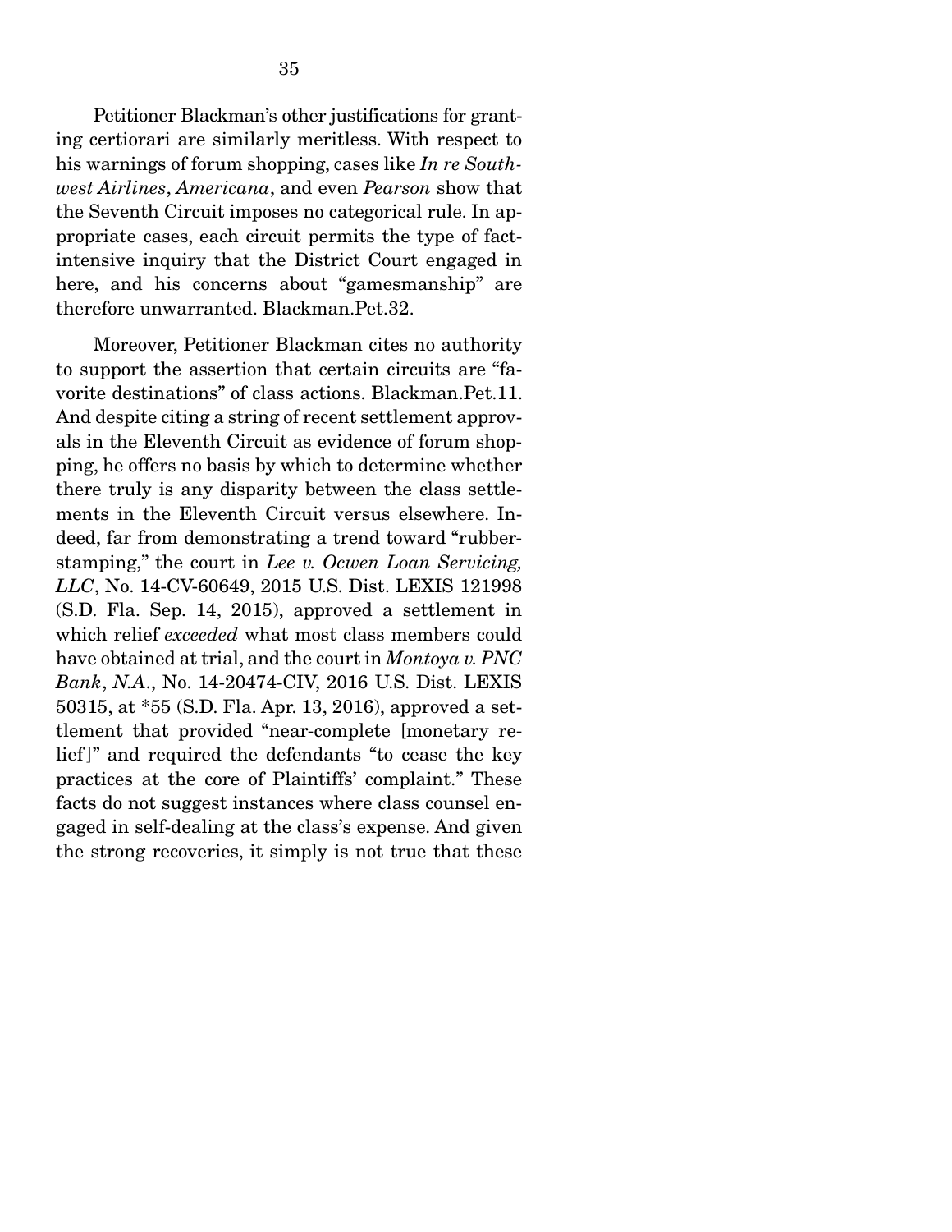Petitioner Blackman's other justifications for granting certiorari are similarly meritless. With respect to his warnings of forum shopping, cases like *In re Southwest Airlines*, *Americana*, and even *Pearson* show that the Seventh Circuit imposes no categorical rule. In appropriate cases, each circuit permits the type of fact-intensive inquiry that the District Court engaged in here, and his concerns about "gamesmanship" are therefore unwarranted. Blackman.Pet.32.

Moreover, Petitioner Blackman cites no authority to support the assertion that certain circuits are "favorite destinations" of class actions. Blackman.Pet.11. And despite citing a string of recent settlement approvals in the Eleventh Circuit as evidence of forum shopping, he offers no basis by which to determine whether there truly is any disparity between the class settlements in the Eleventh Circuit versus elsewhere. Indeed, far from demonstrating a trend toward "rubber-stamping," the court in *Lee v. Ocwen Loan Servicing, LLC*, No. 14-CV-60649, 2015 U.S. Dist. LEXIS 121998 (S.D. Fla. Sep. 14, 2015), approved a settlement in which relief *exceeded* what most class members could have obtained at trial, and the court in *Montoya v. PNC Bank, N.A.*, No. 14-20474-CIV, 2016 U.S. Dist. LEXIS 50315, at *55 (S.D. Fla. Apr. 13, 2016), approved a settlement that provided "near-complete [monetary relief]" and required the defendants "to cease the key practices at the core of Plaintiffs' complaint." These facts do not suggest instances where class counsel engaged in self-dealing at the class's expense. And given the strong recoveries, it simply is not true that these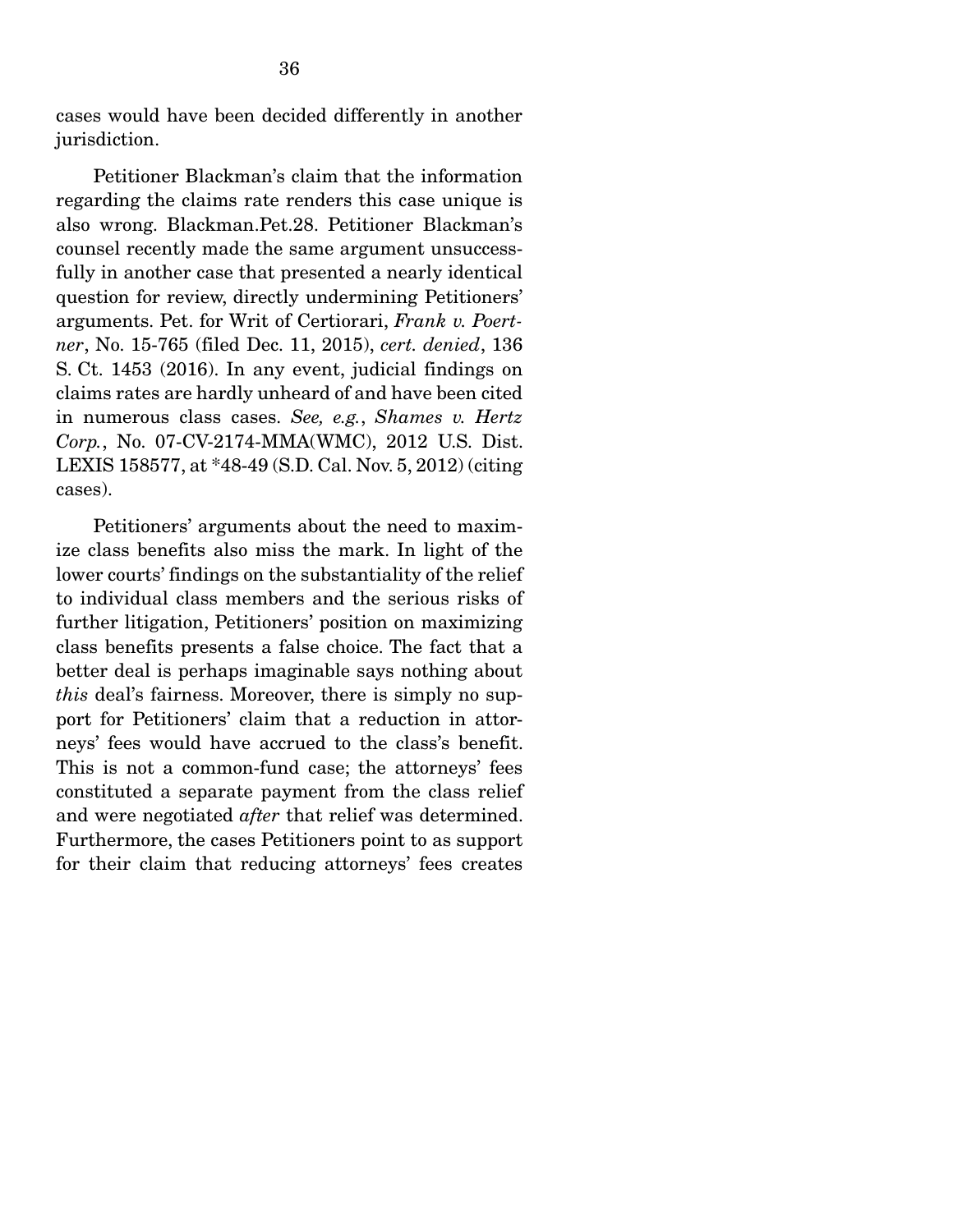cases would have been decided differently in another jurisdiction.

Petitioner Blackman's claim that the information regarding the claims rate renders this case unique is also wrong. Blackman.Pet.28. Petitioner Blackman's counsel recently made the same argument unsuccessfully in another case that presented a nearly identical question for review, directly undermining Petitioners' arguments. Pet. for Writ of Certiorari, *Frank v. Poertner*, No. 15-765 (filed Dec. 11, 2015), *cert. denied*, 136 S. Ct. 1453 (2016). In any event, judicial findings on claims rates are hardly unheard of and have been cited in numerous class cases. *See, e.g.*, *Shames v. Hertz Corp.*, No. 07-CV-2174-MMA(WMC), 2012 U.S. Dist. LEXIS 158577, at *48-49 (S.D. Cal. Nov. 5, 2012) (citing cases).

Petitioners' arguments about the need to maximize class benefits also miss the mark. In light of the lower courts' findings on the substantiality of the relief to individual class members and the serious risks of further litigation, Petitioners' position on maximizing class benefits presents a false choice. The fact that a better deal is perhaps imaginable says nothing about *this* deal's fairness. Moreover, there is simply no support for Petitioners' claim that a reduction in attorneys' fees would have accrued to the class's benefit. This is not a common-fund case; the attorneys' fees constituted a separate payment from the class relief and were negotiated *after* that relief was determined. Furthermore, the cases Petitioners point to as support for their claim that reducing attorneys' fees creates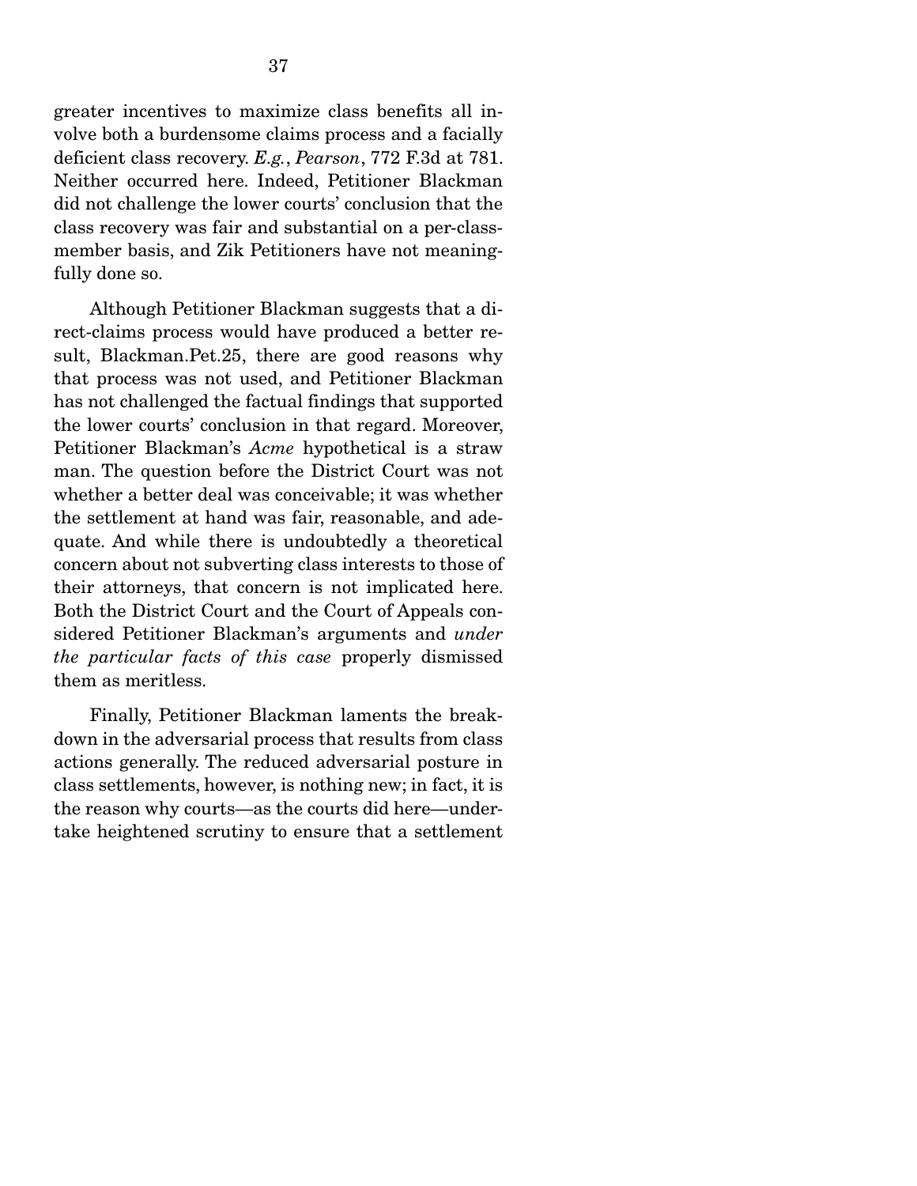greater incentives to maximize class benefits all involve both a burdensome claims process and a facially deficient class recovery. *E.g.*, *Pearson*, 772 F.3d at 781. Neither occurred here. Indeed, Petitioner Blackman did not challenge the lower courts' conclusion that the class recovery was fair and substantial on a per-class-member basis, and Zik Petitioners have not meaningfully done so.

Although Petitioner Blackman suggests that a direct-claims process would have produced a better result, Blackman.Pet.25, there are good reasons why that process was not used, and Petitioner Blackman has not challenged the factual findings that supported the lower courts' conclusion in that regard. Moreover, Petitioner Blackman's *Acme* hypothetical is a straw man. The question before the District Court was not whether a better deal was conceivable; it was whether the settlement at hand was fair, reasonable, and adequate. And while there is undoubtedly a theoretical concern about not subverting class interests to those of their attorneys, that concern is not implicated here. Both the District Court and the Court of Appeals considered Petitioner Blackman's arguments and *under the particular facts of this case* properly dismissed them as meritless.

Finally, Petitioner Blackman laments the breakdown in the adversarial process that results from class actions generally. The reduced adversarial posture in class settlements, however, is nothing new; in fact, it is the reason why courts—as the courts did here—undertake heightened scrutiny to ensure that a settlement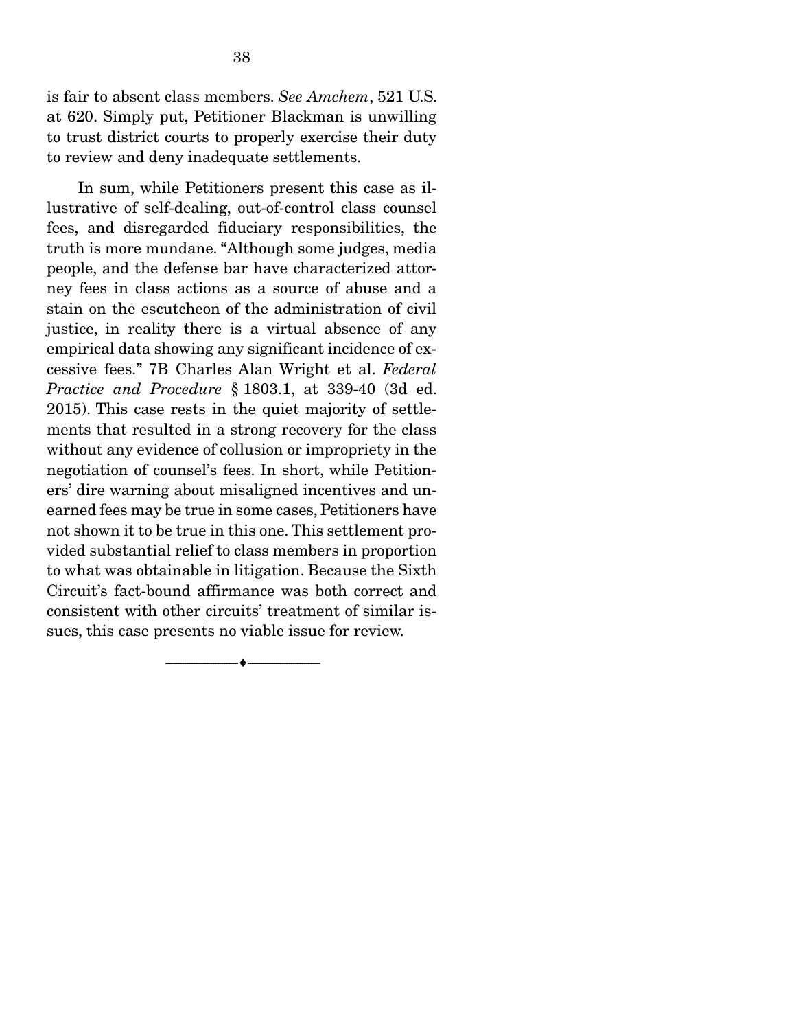is fair to absent class members. *See Amchem*, 521 U.S. at 620. Simply put, Petitioner Blackman is unwilling to trust district courts to properly exercise their duty to review and deny inadequate settlements.

In sum, while Petitioners present this case as illustrative of self-dealing, out-of-control class counsel fees, and disregarded fiduciary responsibilities, the truth is more mundane. "Although some judges, media people, and the defense bar have characterized attorney fees in class actions as a source of abuse and a stain on the escutcheon of the administration of civil justice, in reality there is a virtual absence of any empirical data showing any significant incidence of excessive fees." 7B Charles Alan Wright et al. *Federal Practice and Procedure* § 1803.1, at 339-40 (3d ed. 2015). This case rests in the quiet majority of settlements that resulted in a strong recovery for the class without any evidence of collusion or impropriety in the negotiation of counsel's fees. In short, while Petitioners' dire warning about misaligned incentives and unearned fees may be true in some cases, Petitioners have not shown it to be true in this one. This settlement provided substantial relief to class members in proportion to what was obtainable in litigation. Because the Sixth Circuit's fact-bound affirmance was both correct and consistent with other circuits' treatment of similar issues, this case presents no viable issue for review.

---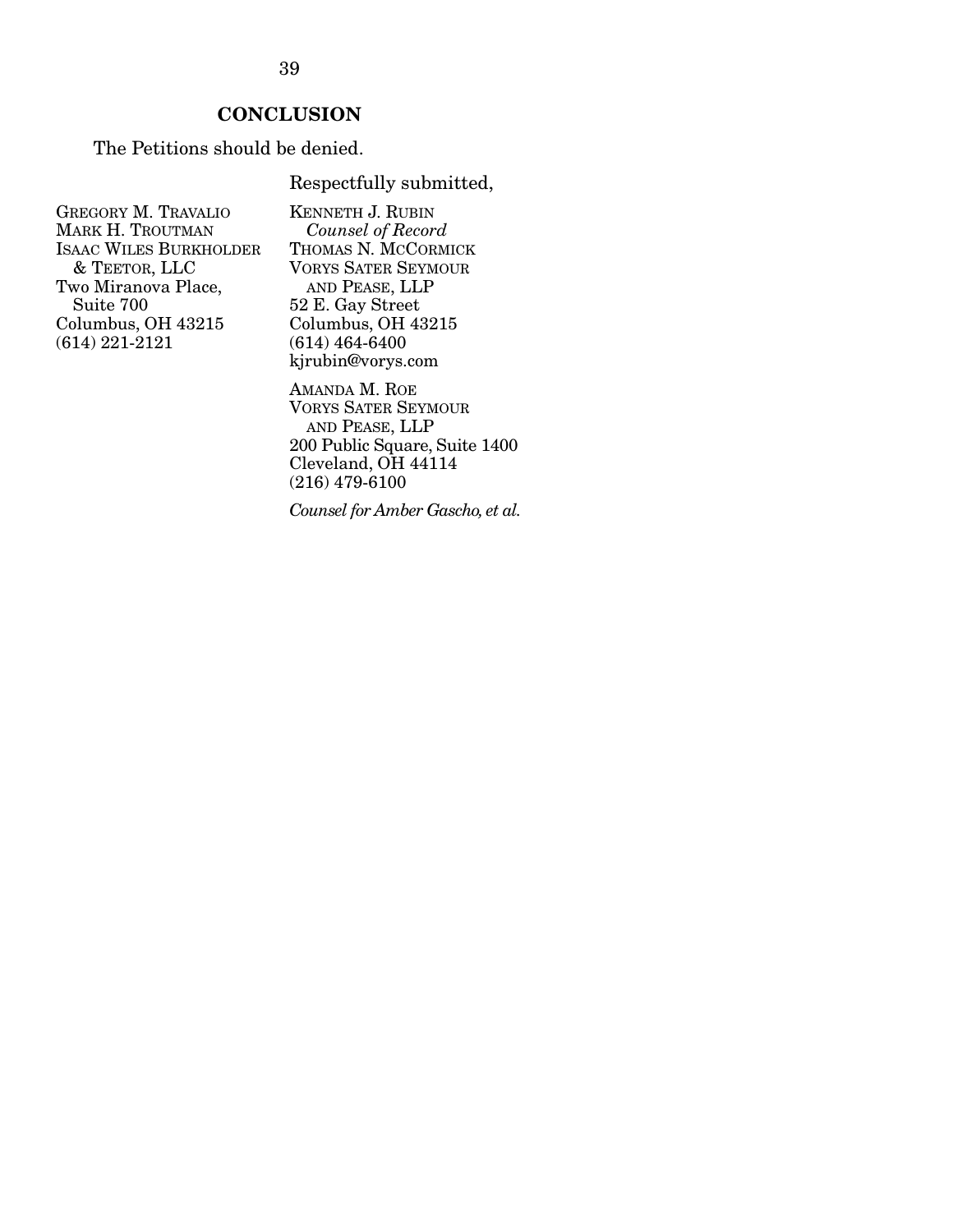## CONCLUSION

The Petitions should be denied.

Respectfully submitted,

KENNETH J. RUBIN
*Counsel of Record*
THOMAS N. MCCORMICK
VORYS SATER SEYMOUR
AND PEASE, LLP
52 E. Gay Street
Columbus, OH 43215
(614) 464-6400
kjrubin@vorys.com

AMANDA M. ROE
VORYS SATER SEYMOUR
AND PEASE, LLP
200 Public Square, Suite 1400
Cleveland, OH 44114
(216) 479-6100

GREGORY M. TRAVALIO
MARK H. TROUTMAN
ISAAC WILES BURKHOLDER
& TEETOR, LLC
Two Miranova Place,
Suite 700
Columbus, OH 43215
(614) 221-2121

*Counsel for Amber Gascho, et al.*